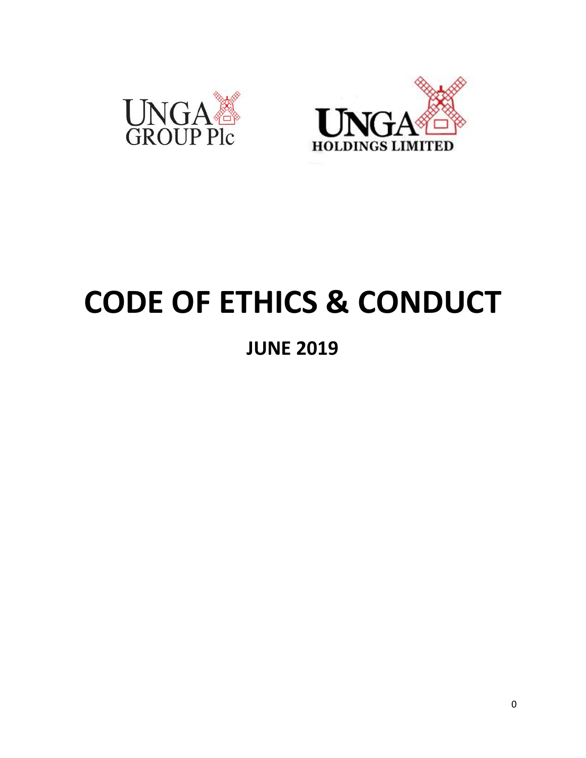UNGA GROUP Plc

UNGA HOLDINGS LIMITED

# CODE OF ETHICS & CONDUCT

## JUNE 2019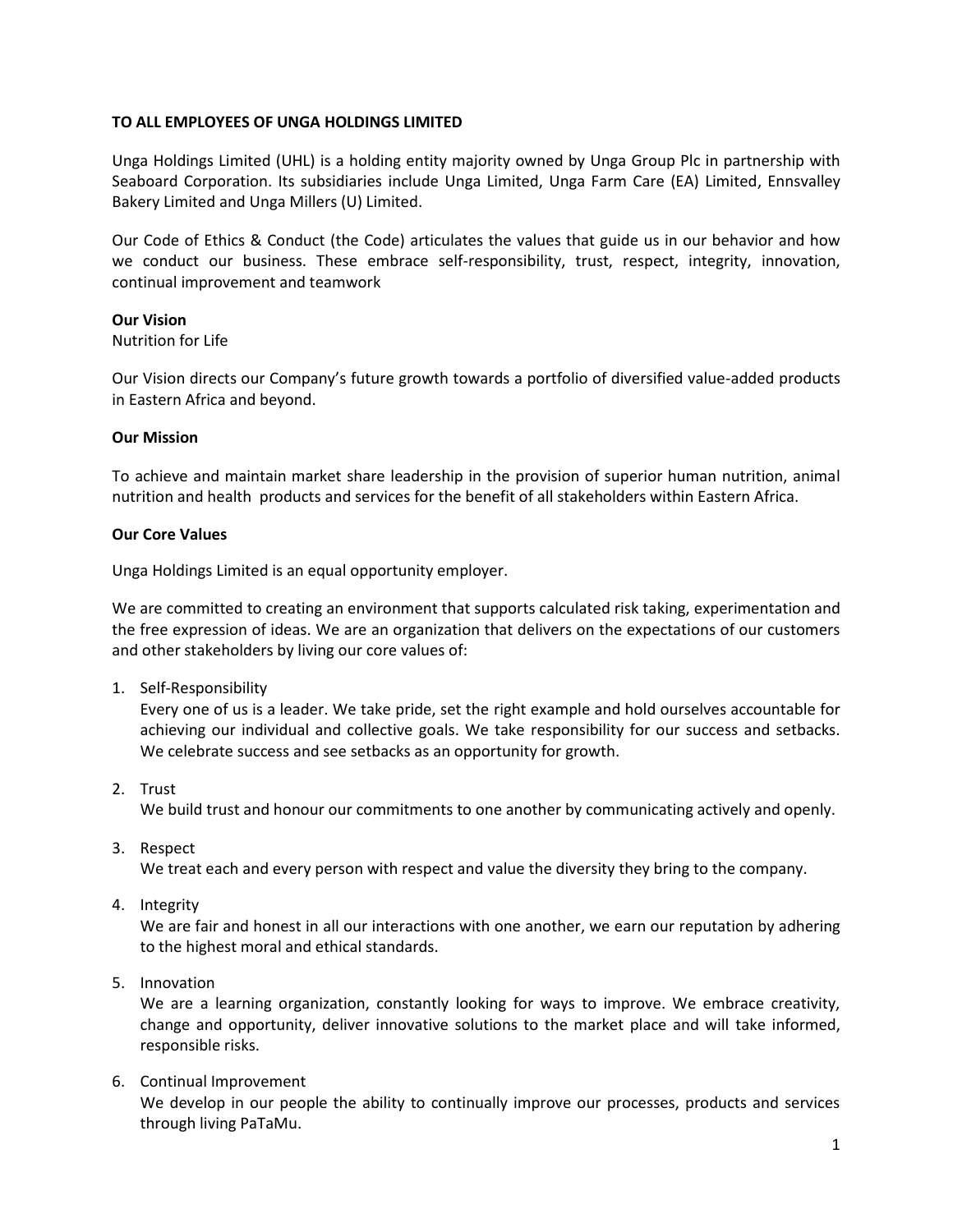**TO ALL EMPLOYEES OF UNGA HOLDINGS LIMITED**

Unga Holdings Limited (UHL) is a holding entity majority owned by Unga Group Plc in partnership with Seaboard Corporation. Its subsidiaries include Unga Limited, Unga Farm Care (EA) Limited, Ennsvalley Bakery Limited and Unga Millers (U) Limited.

Our Code of Ethics & Conduct (the Code) articulates the values that guide us in our behavior and how we conduct our business. These embrace self-responsibility, trust, respect, integrity, innovation, continual improvement and teamwork

**Our Vision**
Nutrition for Life

Our Vision directs our Company's future growth towards a portfolio of diversified value-added products in Eastern Africa and beyond.

**Our Mission**

To achieve and maintain market share leadership in the provision of superior human nutrition, animal nutrition and health products and services for the benefit of all stakeholders within Eastern Africa.

**Our Core Values**

Unga Holdings Limited is an equal opportunity employer.

We are committed to creating an environment that supports calculated risk taking, experimentation and the free expression of ideas. We are an organization that delivers on the expectations of our customers and other stakeholders by living our core values of:

1. Self-Responsibility
   Every one of us is a leader. We take pride, set the right example and hold ourselves accountable for achieving our individual and collective goals. We take responsibility for our success and setbacks. We celebrate success and see setbacks as an opportunity for growth.

2. Trust
   We build trust and honour our commitments to one another by communicating actively and openly.

3. Respect
   We treat each and every person with respect and value the diversity they bring to the company.

4. Integrity
   We are fair and honest in all our interactions with one another, we earn our reputation by adhering to the highest moral and ethical standards.

5. Innovation
   We are a learning organization, constantly looking for ways to improve. We embrace creativity, change and opportunity, deliver innovative solutions to the market place and will take informed, responsible risks.

6. Continual Improvement
   We develop in our people the ability to continually improve our processes, products and services through living PaTaMu.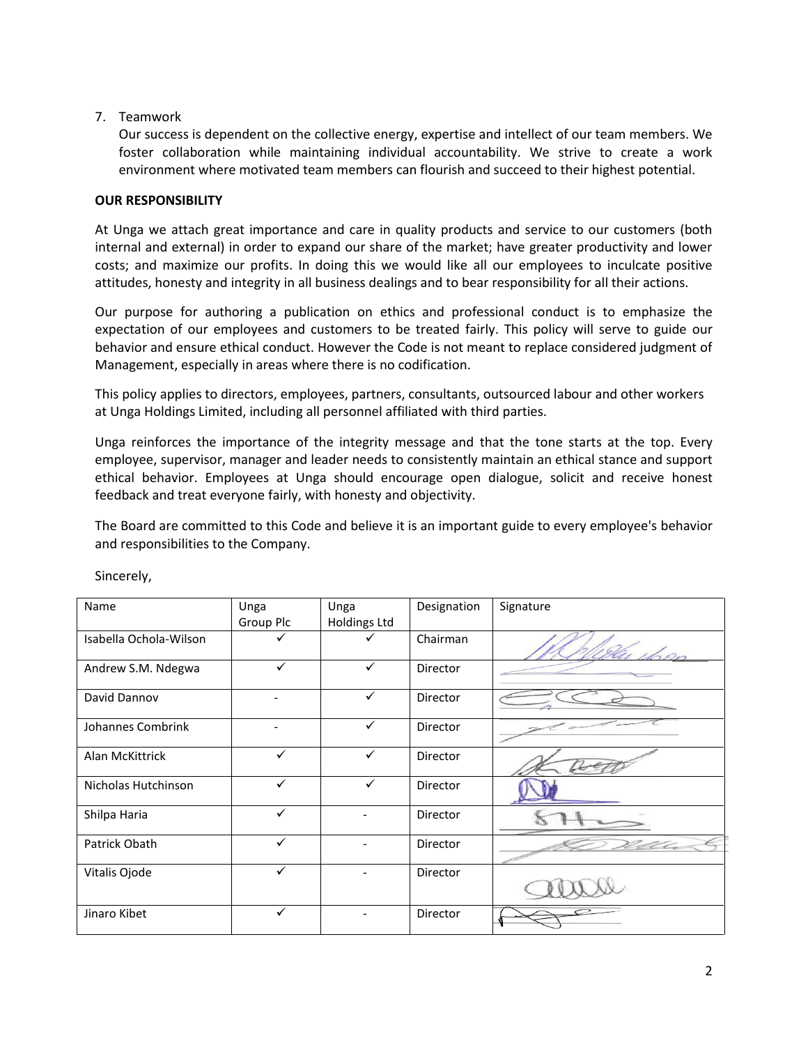7. Teamwork
   Our success is dependent on the collective energy, expertise and intellect of our team members. We foster collaboration while maintaining individual accountability. We strive to create a work environment where motivated team members can flourish and succeed to their highest potential.

**OUR RESPONSIBILITY**

At Unga we attach great importance and care in quality products and service to our customers (both internal and external) in order to expand our share of the market; have greater productivity and lower costs; and maximize our profits. In doing this we would like all our employees to inculcate positive attitudes, honesty and integrity in all business dealings and to bear responsibility for all their actions.

Our purpose for authoring a publication on ethics and professional conduct is to emphasize the expectation of our employees and customers to be treated fairly. This policy will serve to guide our behavior and ensure ethical conduct. However the Code is not meant to replace considered judgment of Management, especially in areas where there is no codification.

This policy applies to directors, employees, partners, consultants, outsourced labour and other workers at Unga Holdings Limited, including all personnel affiliated with third parties.

Unga reinforces the importance of the integrity message and that the tone starts at the top. Every employee, supervisor, manager and leader needs to consistently maintain an ethical stance and support ethical behavior. Employees at Unga should encourage open dialogue, solicit and receive honest feedback and treat everyone fairly, with honesty and objectivity.

The Board are committed to this Code and believe it is an important guide to every employee's behavior and responsibilities to the Company.

Sincerely,

| Name | Unga Group Plc | Unga Holdings Ltd | Designation | Signature |
|---|---|---|---|---|
| Isabella Ochola-Wilson | ✓ | ✓ | Chairman | |
| Andrew S.M. Ndegwa | ✓ | ✓ | Director | |
| David Dannov | - | ✓ | Director | |
| Johannes Combrink | - | ✓ | Director | |
| Alan McKittrick | ✓ | ✓ | Director | |
| Nicholas Hutchinson | ✓ | ✓ | Director | |
| Shilpa Haria | ✓ | - | Director | |
| Patrick Obath | ✓ | - | Director | |
| Vitalis Ojode | ✓ | - | Director | |
| Jinaro Kibet | ✓ | - | Director | |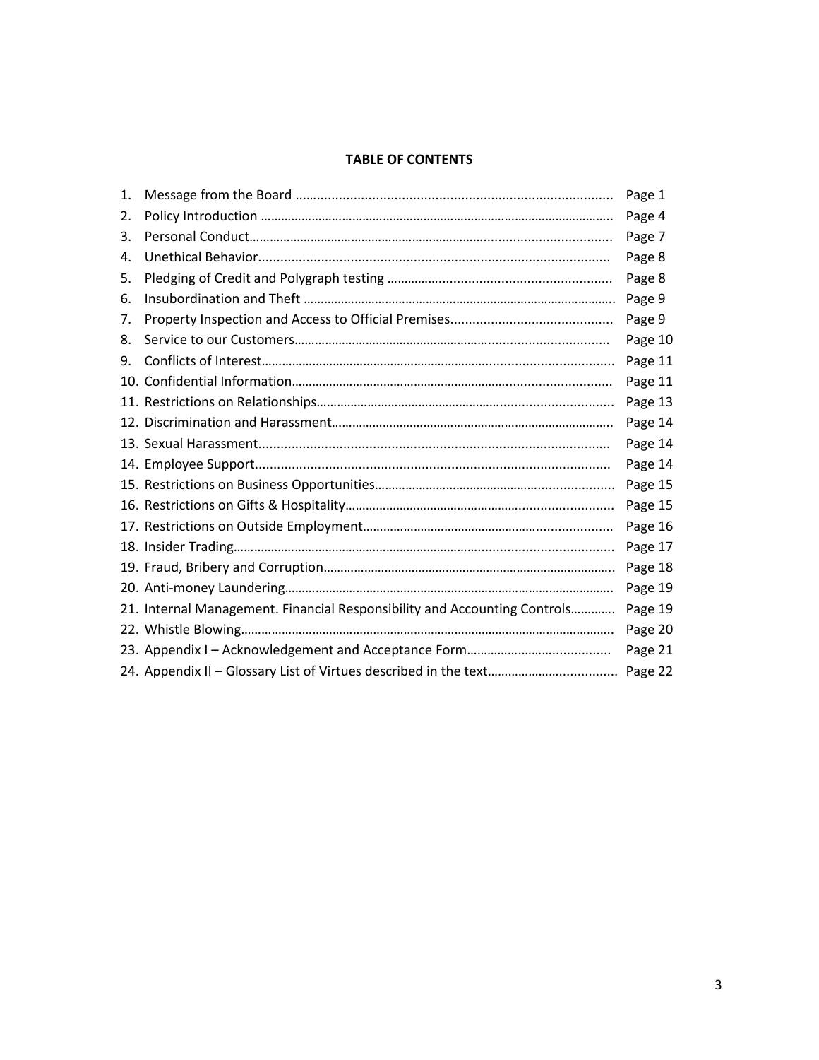**TABLE OF CONTENTS**

| | | |
|---|---|---|
| 1. | Message from the Board | Page 1 |
| 2. | Policy Introduction | Page 4 |
| 3. | Personal Conduct | Page 7 |
| 4. | Unethical Behavior | Page 8 |
| 5. | Pledging of Credit and Polygraph testing | Page 8 |
| 6. | Insubordination and Theft | Page 9 |
| 7. | Property Inspection and Access to Official Premises | Page 9 |
| 8. | Service to our Customers | Page 10 |
| 9. | Conflicts of Interest | Page 11 |
| 10. | Confidential Information | Page 11 |
| 11. | Restrictions on Relationships | Page 13 |
| 12. | Discrimination and Harassment | Page 14 |
| 13. | Sexual Harassment | Page 14 |
| 14. | Employee Support | Page 14 |
| 15. | Restrictions on Business Opportunities | Page 15 |
| 16. | Restrictions on Gifts & Hospitality | Page 15 |
| 17. | Restrictions on Outside Employment | Page 16 |
| 18. | Insider Trading | Page 17 |
| 19. | Fraud, Bribery and Corruption | Page 18 |
| 20. | Anti-money Laundering | Page 19 |
| 21. | Internal Management. Financial Responsibility and Accounting Controls | Page 19 |
| 22. | Whistle Blowing | Page 20 |
| 23. | Appendix I – Acknowledgement and Acceptance Form | Page 21 |
| 24. | Appendix II – Glossary List of Virtues described in the text | Page 22 |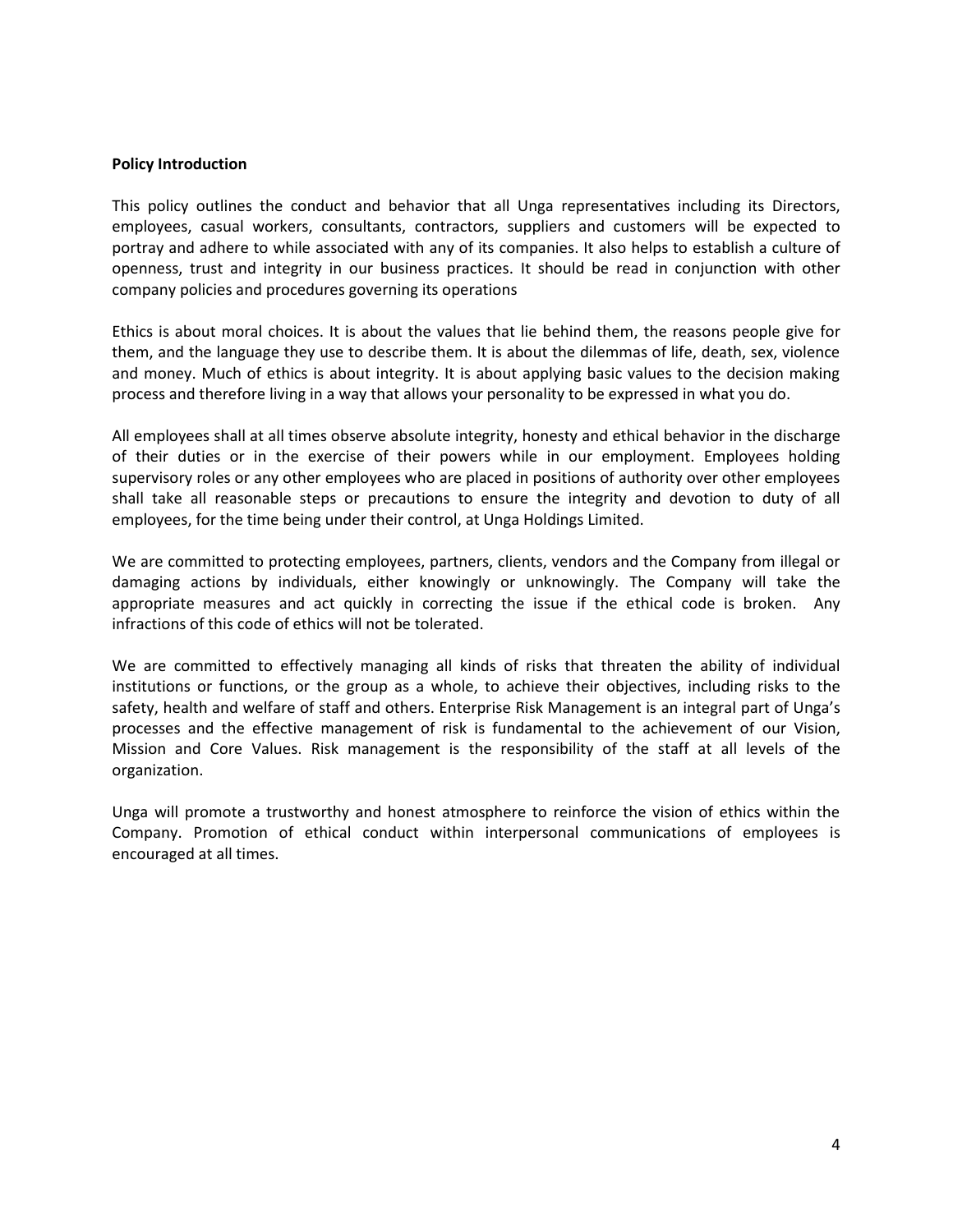**Policy Introduction**

This policy outlines the conduct and behavior that all Unga representatives including its Directors, employees, casual workers, consultants, contractors, suppliers and customers will be expected to portray and adhere to while associated with any of its companies. It also helps to establish a culture of openness, trust and integrity in our business practices. It should be read in conjunction with other company policies and procedures governing its operations

Ethics is about moral choices. It is about the values that lie behind them, the reasons people give for them, and the language they use to describe them. It is about the dilemmas of life, death, sex, violence and money. Much of ethics is about integrity. It is about applying basic values to the decision making process and therefore living in a way that allows your personality to be expressed in what you do.

All employees shall at all times observe absolute integrity, honesty and ethical behavior in the discharge of their duties or in the exercise of their powers while in our employment. Employees holding supervisory roles or any other employees who are placed in positions of authority over other employees shall take all reasonable steps or precautions to ensure the integrity and devotion to duty of all employees, for the time being under their control, at Unga Holdings Limited.

We are committed to protecting employees, partners, clients, vendors and the Company from illegal or damaging actions by individuals, either knowingly or unknowingly. The Company will take the appropriate measures and act quickly in correcting the issue if the ethical code is broken. Any infractions of this code of ethics will not be tolerated.

We are committed to effectively managing all kinds of risks that threaten the ability of individual institutions or functions, or the group as a whole, to achieve their objectives, including risks to the safety, health and welfare of staff and others. Enterprise Risk Management is an integral part of Unga's processes and the effective management of risk is fundamental to the achievement of our Vision, Mission and Core Values. Risk management is the responsibility of the staff at all levels of the organization.

Unga will promote a trustworthy and honest atmosphere to reinforce the vision of ethics within the Company. Promotion of ethical conduct within interpersonal communications of employees is encouraged at all times.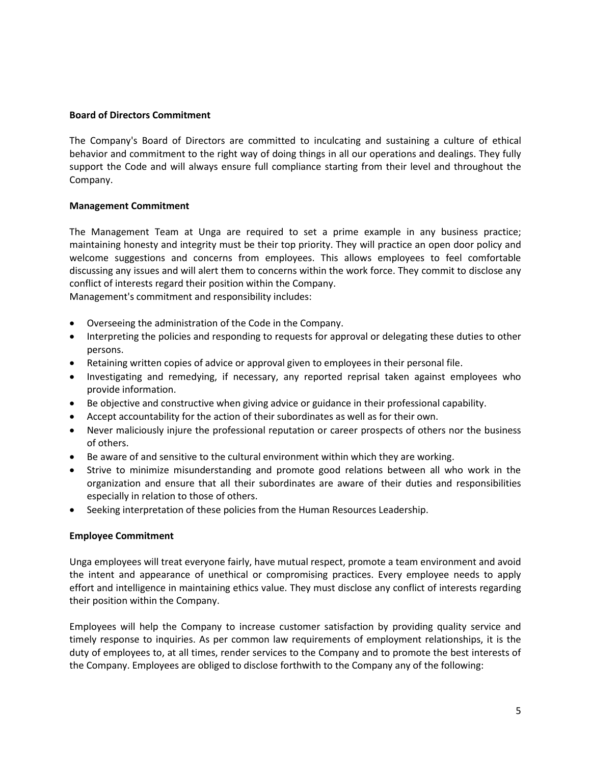**Board of Directors Commitment**

The Company's Board of Directors are committed to inculcating and sustaining a culture of ethical behavior and commitment to the right way of doing things in all our operations and dealings. They fully support the Code and will always ensure full compliance starting from their level and throughout the Company.

**Management Commitment**

The Management Team at Unga are required to set a prime example in any business practice; maintaining honesty and integrity must be their top priority. They will practice an open door policy and welcome suggestions and concerns from employees. This allows employees to feel comfortable discussing any issues and will alert them to concerns within the work force. They commit to disclose any conflict of interests regard their position within the Company.
Management's commitment and responsibility includes:

- Overseeing the administration of the Code in the Company.
- Interpreting the policies and responding to requests for approval or delegating these duties to other persons.
- Retaining written copies of advice or approval given to employees in their personal file.
- Investigating and remedying, if necessary, any reported reprisal taken against employees who provide information.
- Be objective and constructive when giving advice or guidance in their professional capability.
- Accept accountability for the action of their subordinates as well as for their own.
- Never maliciously injure the professional reputation or career prospects of others nor the business of others.
- Be aware of and sensitive to the cultural environment within which they are working.
- Strive to minimize misunderstanding and promote good relations between all who work in the organization and ensure that all their subordinates are aware of their duties and responsibilities especially in relation to those of others.
- Seeking interpretation of these policies from the Human Resources Leadership.

**Employee Commitment**

Unga employees will treat everyone fairly, have mutual respect, promote a team environment and avoid the intent and appearance of unethical or compromising practices. Every employee needs to apply effort and intelligence in maintaining ethics value. They must disclose any conflict of interests regarding their position within the Company.

Employees will help the Company to increase customer satisfaction by providing quality service and timely response to inquiries. As per common law requirements of employment relationships, it is the duty of employees to, at all times, render services to the Company and to promote the best interests of the Company. Employees are obliged to disclose forthwith to the Company any of the following: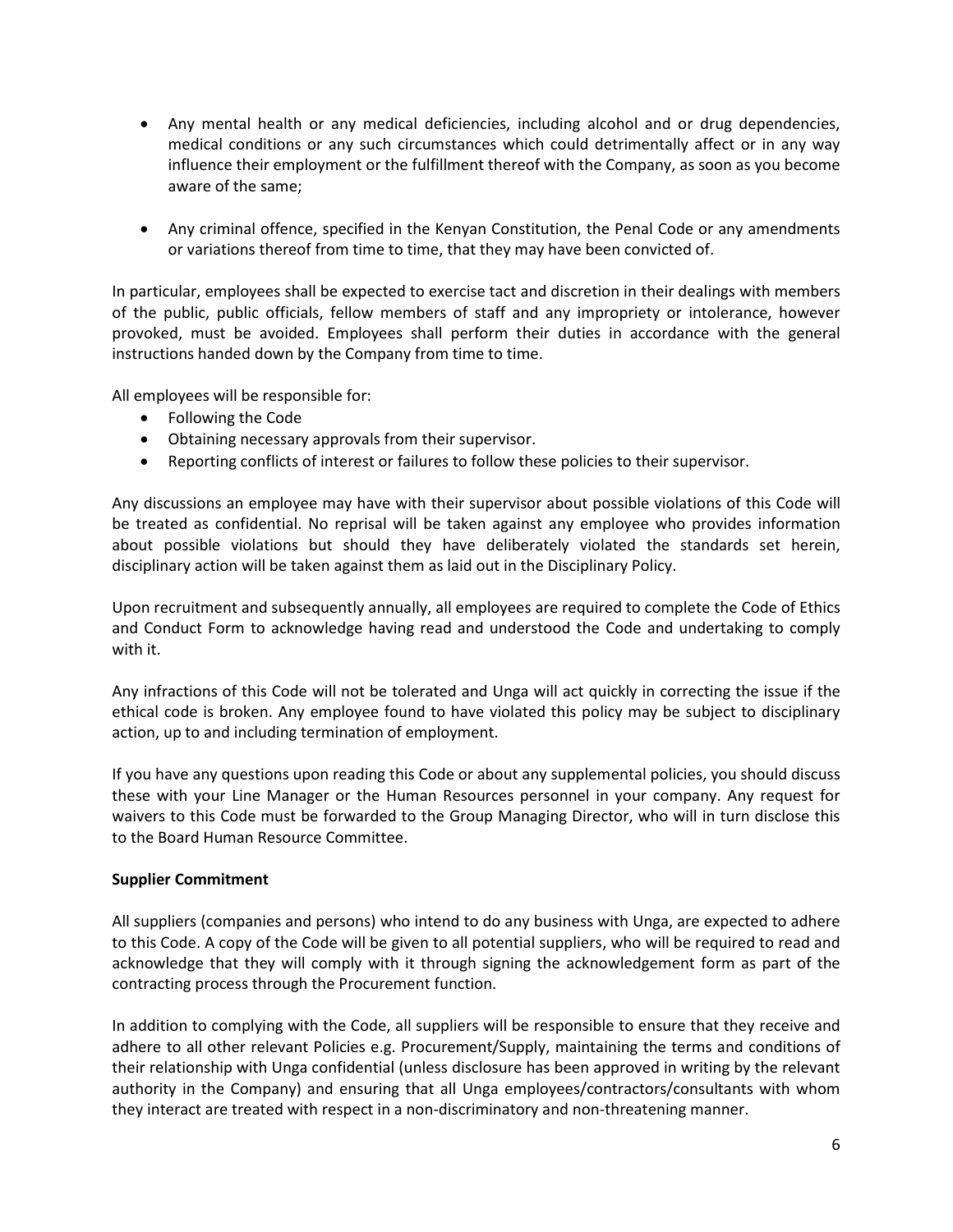- Any mental health or any medical deficiencies, including alcohol and or drug dependencies, medical conditions or any such circumstances which could detrimentally affect or in any way influence their employment or the fulfillment thereof with the Company, as soon as you become aware of the same;
- Any criminal offence, specified in the Kenyan Constitution, the Penal Code or any amendments or variations thereof from time to time, that they may have been convicted of.

In particular, employees shall be expected to exercise tact and discretion in their dealings with members of the public, public officials, fellow members of staff and any impropriety or intolerance, however provoked, must be avoided. Employees shall perform their duties in accordance with the general instructions handed down by the Company from time to time.

All employees will be responsible for:

- Following the Code
- Obtaining necessary approvals from their supervisor.
- Reporting conflicts of interest or failures to follow these policies to their supervisor.

Any discussions an employee may have with their supervisor about possible violations of this Code will be treated as confidential. No reprisal will be taken against any employee who provides information about possible violations but should they have deliberately violated the standards set herein, disciplinary action will be taken against them as laid out in the Disciplinary Policy.

Upon recruitment and subsequently annually, all employees are required to complete the Code of Ethics and Conduct Form to acknowledge having read and understood the Code and undertaking to comply with it.

Any infractions of this Code will not be tolerated and Unga will act quickly in correcting the issue if the ethical code is broken. Any employee found to have violated this policy may be subject to disciplinary action, up to and including termination of employment.

If you have any questions upon reading this Code or about any supplemental policies, you should discuss these with your Line Manager or the Human Resources personnel in your company. Any request for waivers to this Code must be forwarded to the Group Managing Director, who will in turn disclose this to the Board Human Resource Committee.

**Supplier Commitment**

All suppliers (companies and persons) who intend to do any business with Unga, are expected to adhere to this Code. A copy of the Code will be given to all potential suppliers, who will be required to read and acknowledge that they will comply with it through signing the acknowledgement form as part of the contracting process through the Procurement function.

In addition to complying with the Code, all suppliers will be responsible to ensure that they receive and adhere to all other relevant Policies e.g. Procurement/Supply, maintaining the terms and conditions of their relationship with Unga confidential (unless disclosure has been approved in writing by the relevant authority in the Company) and ensuring that all Unga employees/contractors/consultants with whom they interact are treated with respect in a non-discriminatory and non-threatening manner.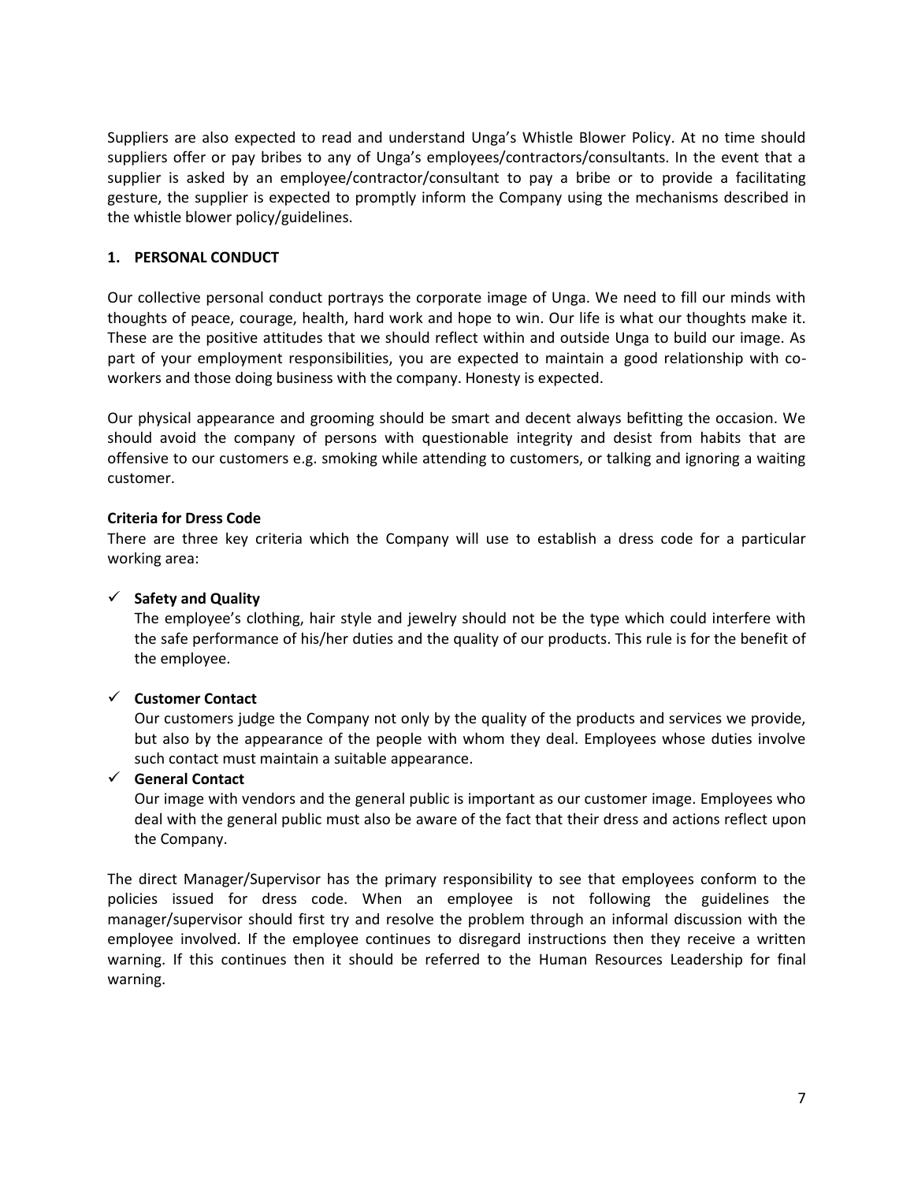Suppliers are also expected to read and understand Unga's Whistle Blower Policy. At no time should suppliers offer or pay bribes to any of Unga's employees/contractors/consultants. In the event that a supplier is asked by an employee/contractor/consultant to pay a bribe or to provide a facilitating gesture, the supplier is expected to promptly inform the Company using the mechanisms described in the whistle blower policy/guidelines.

## 1. PERSONAL CONDUCT

Our collective personal conduct portrays the corporate image of Unga. We need to fill our minds with thoughts of peace, courage, health, hard work and hope to win. Our life is what our thoughts make it. These are the positive attitudes that we should reflect within and outside Unga to build our image. As part of your employment responsibilities, you are expected to maintain a good relationship with co-workers and those doing business with the company. Honesty is expected.

Our physical appearance and grooming should be smart and decent always befitting the occasion. We should avoid the company of persons with questionable integrity and desist from habits that are offensive to our customers e.g. smoking while attending to customers, or talking and ignoring a waiting customer.

**Criteria for Dress Code**

There are three key criteria which the Company will use to establish a dress code for a particular working area:

- ✓ **Safety and Quality**
  The employee's clothing, hair style and jewelry should not be the type which could interfere with the safe performance of his/her duties and the quality of our products. This rule is for the benefit of the employee.

- ✓ **Customer Contact**
  Our customers judge the Company not only by the quality of the products and services we provide, but also by the appearance of the people with whom they deal. Employees whose duties involve such contact must maintain a suitable appearance.

- ✓ **General Contact**
  Our image with vendors and the general public is important as our customer image. Employees who deal with the general public must also be aware of the fact that their dress and actions reflect upon the Company.

The direct Manager/Supervisor has the primary responsibility to see that employees conform to the policies issued for dress code. When an employee is not following the guidelines the manager/supervisor should first try and resolve the problem through an informal discussion with the employee involved. If the employee continues to disregard instructions then they receive a written warning. If this continues then it should be referred to the Human Resources Leadership for final warning.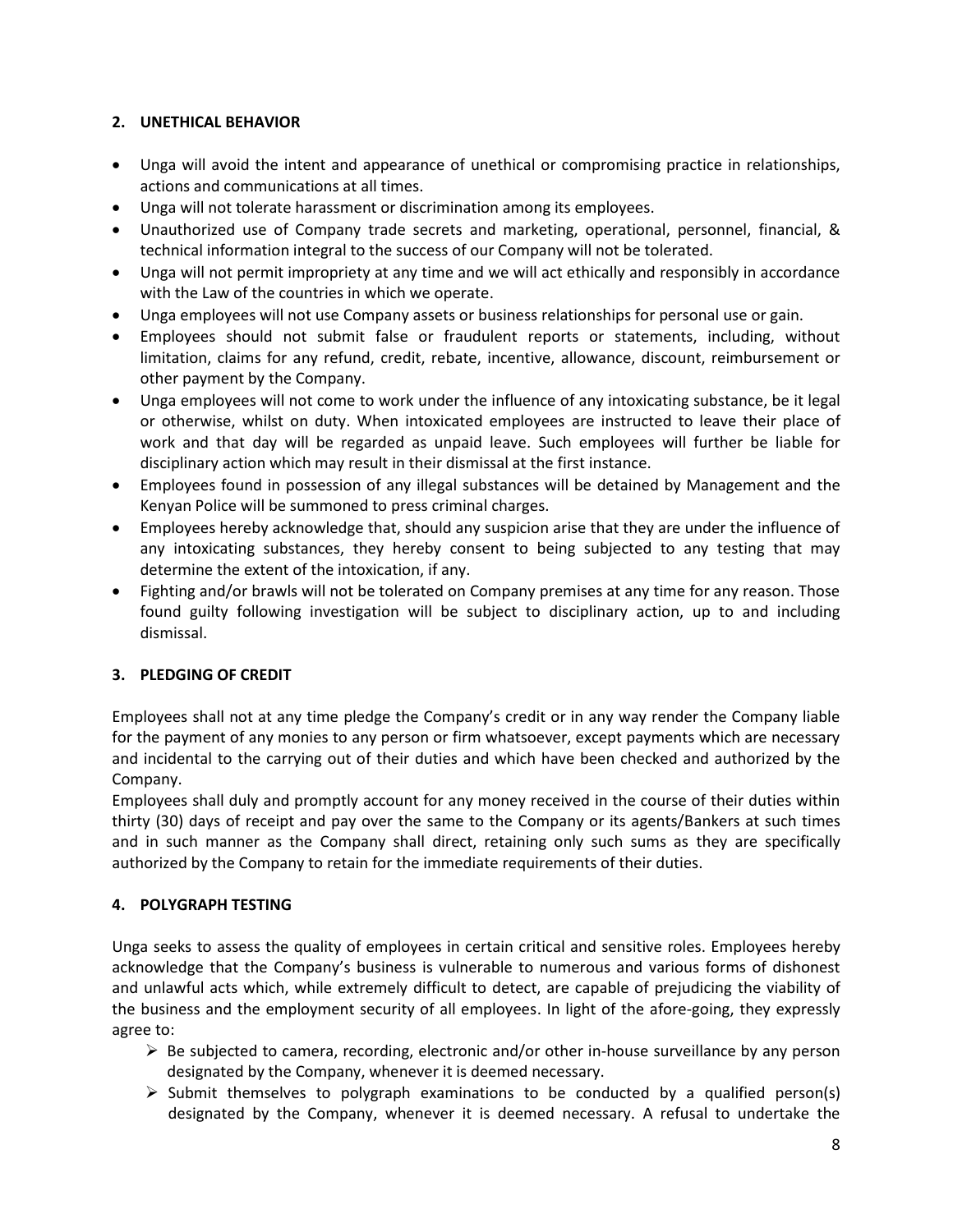## 2. UNETHICAL BEHAVIOR

- Unga will avoid the intent and appearance of unethical or compromising practice in relationships, actions and communications at all times.
- Unga will not tolerate harassment or discrimination among its employees.
- Unauthorized use of Company trade secrets and marketing, operational, personnel, financial, & technical information integral to the success of our Company will not be tolerated.
- Unga will not permit impropriety at any time and we will act ethically and responsibly in accordance with the Law of the countries in which we operate.
- Unga employees will not use Company assets or business relationships for personal use or gain.
- Employees should not submit false or fraudulent reports or statements, including, without limitation, claims for any refund, credit, rebate, incentive, allowance, discount, reimbursement or other payment by the Company.
- Unga employees will not come to work under the influence of any intoxicating substance, be it legal or otherwise, whilst on duty. When intoxicated employees are instructed to leave their place of work and that day will be regarded as unpaid leave. Such employees will further be liable for disciplinary action which may result in their dismissal at the first instance.
- Employees found in possession of any illegal substances will be detained by Management and the Kenyan Police will be summoned to press criminal charges.
- Employees hereby acknowledge that, should any suspicion arise that they are under the influence of any intoxicating substances, they hereby consent to being subjected to any testing that may determine the extent of the intoxication, if any.
- Fighting and/or brawls will not be tolerated on Company premises at any time for any reason. Those found guilty following investigation will be subject to disciplinary action, up to and including dismissal.

## 3. PLEDGING OF CREDIT

Employees shall not at any time pledge the Company's credit or in any way render the Company liable for the payment of any monies to any person or firm whatsoever, except payments which are necessary and incidental to the carrying out of their duties and which have been checked and authorized by the Company.

Employees shall duly and promptly account for any money received in the course of their duties within thirty (30) days of receipt and pay over the same to the Company or its agents/Bankers at such times and in such manner as the Company shall direct, retaining only such sums as they are specifically authorized by the Company to retain for the immediate requirements of their duties.

## 4. POLYGRAPH TESTING

Unga seeks to assess the quality of employees in certain critical and sensitive roles. Employees hereby acknowledge that the Company's business is vulnerable to numerous and various forms of dishonest and unlawful acts which, while extremely difficult to detect, are capable of prejudicing the viability of the business and the employment security of all employees. In light of the afore-going, they expressly agree to:

- Be subjected to camera, recording, electronic and/or other in-house surveillance by any person designated by the Company, whenever it is deemed necessary.
- Submit themselves to polygraph examinations to be conducted by a qualified person(s) designated by the Company, whenever it is deemed necessary. A refusal to undertake the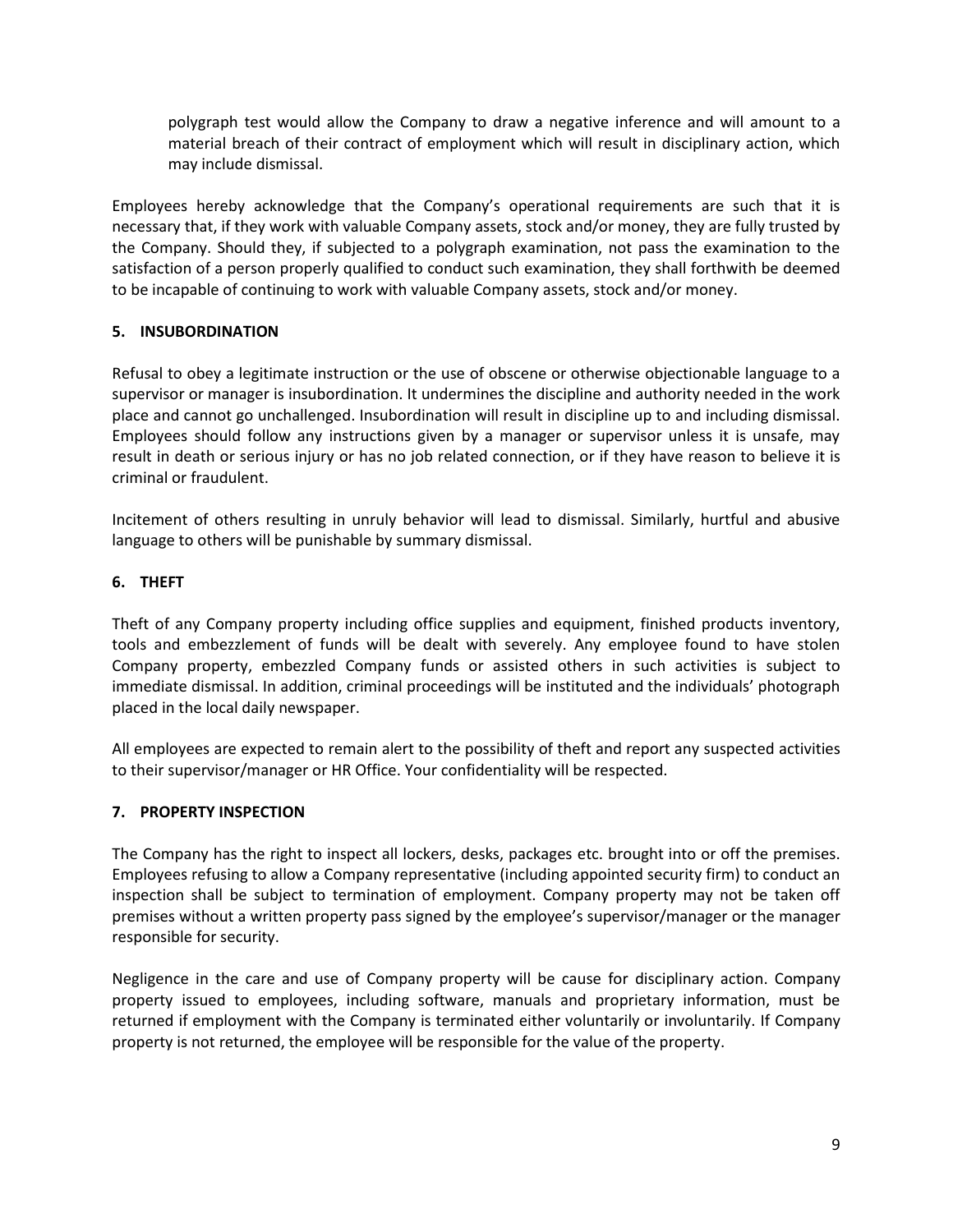polygraph test would allow the Company to draw a negative inference and will amount to a material breach of their contract of employment which will result in disciplinary action, which may include dismissal.

Employees hereby acknowledge that the Company's operational requirements are such that it is necessary that, if they work with valuable Company assets, stock and/or money, they are fully trusted by the Company. Should they, if subjected to a polygraph examination, not pass the examination to the satisfaction of a person properly qualified to conduct such examination, they shall forthwith be deemed to be incapable of continuing to work with valuable Company assets, stock and/or money.

## 5. INSUBORDINATION

Refusal to obey a legitimate instruction or the use of obscene or otherwise objectionable language to a supervisor or manager is insubordination. It undermines the discipline and authority needed in the work place and cannot go unchallenged. Insubordination will result in discipline up to and including dismissal. Employees should follow any instructions given by a manager or supervisor unless it is unsafe, may result in death or serious injury or has no job related connection, or if they have reason to believe it is criminal or fraudulent.

Incitement of others resulting in unruly behavior will lead to dismissal. Similarly, hurtful and abusive language to others will be punishable by summary dismissal.

## 6. THEFT

Theft of any Company property including office supplies and equipment, finished products inventory, tools and embezzlement of funds will be dealt with severely. Any employee found to have stolen Company property, embezzled Company funds or assisted others in such activities is subject to immediate dismissal. In addition, criminal proceedings will be instituted and the individuals' photograph placed in the local daily newspaper.

All employees are expected to remain alert to the possibility of theft and report any suspected activities to their supervisor/manager or HR Office. Your confidentiality will be respected.

## 7. PROPERTY INSPECTION

The Company has the right to inspect all lockers, desks, packages etc. brought into or off the premises. Employees refusing to allow a Company representative (including appointed security firm) to conduct an inspection shall be subject to termination of employment. Company property may not be taken off premises without a written property pass signed by the employee's supervisor/manager or the manager responsible for security.

Negligence in the care and use of Company property will be cause for disciplinary action. Company property issued to employees, including software, manuals and proprietary information, must be returned if employment with the Company is terminated either voluntarily or involuntarily. If Company property is not returned, the employee will be responsible for the value of the property.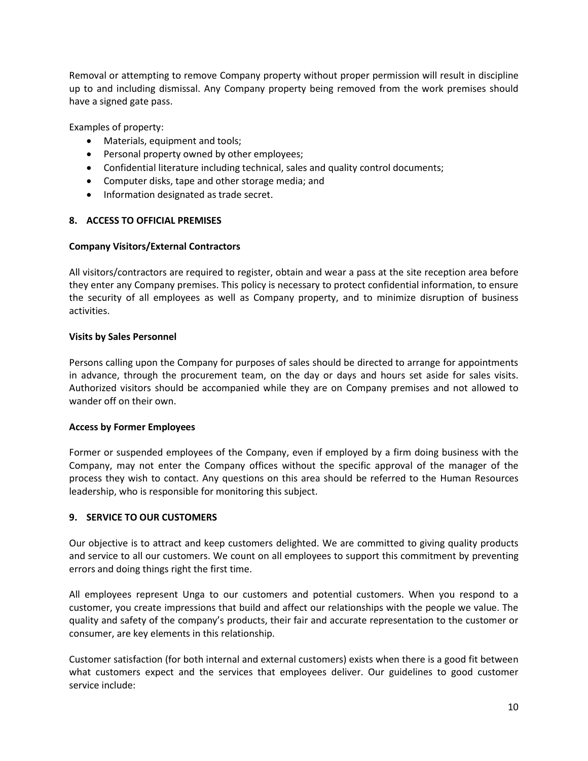Removal or attempting to remove Company property without proper permission will result in discipline up to and including dismissal. Any Company property being removed from the work premises should have a signed gate pass.

Examples of property:

- Materials, equipment and tools;
- Personal property owned by other employees;
- Confidential literature including technical, sales and quality control documents;
- Computer disks, tape and other storage media; and
- Information designated as trade secret.

## 8. ACCESS TO OFFICIAL PREMISES

### Company Visitors/External Contractors

All visitors/contractors are required to register, obtain and wear a pass at the site reception area before they enter any Company premises. This policy is necessary to protect confidential information, to ensure the security of all employees as well as Company property, and to minimize disruption of business activities.

### Visits by Sales Personnel

Persons calling upon the Company for purposes of sales should be directed to arrange for appointments in advance, through the procurement team, on the day or days and hours set aside for sales visits. Authorized visitors should be accompanied while they are on Company premises and not allowed to wander off on their own.

### Access by Former Employees

Former or suspended employees of the Company, even if employed by a firm doing business with the Company, may not enter the Company offices without the specific approval of the manager of the process they wish to contact. Any questions on this area should be referred to the Human Resources leadership, who is responsible for monitoring this subject.

## 9. SERVICE TO OUR CUSTOMERS

Our objective is to attract and keep customers delighted. We are committed to giving quality products and service to all our customers. We count on all employees to support this commitment by preventing errors and doing things right the first time.

All employees represent Unga to our customers and potential customers. When you respond to a customer, you create impressions that build and affect our relationships with the people we value. The quality and safety of the company's products, their fair and accurate representation to the customer or consumer, are key elements in this relationship.

Customer satisfaction (for both internal and external customers) exists when there is a good fit between what customers expect and the services that employees deliver. Our guidelines to good customer service include: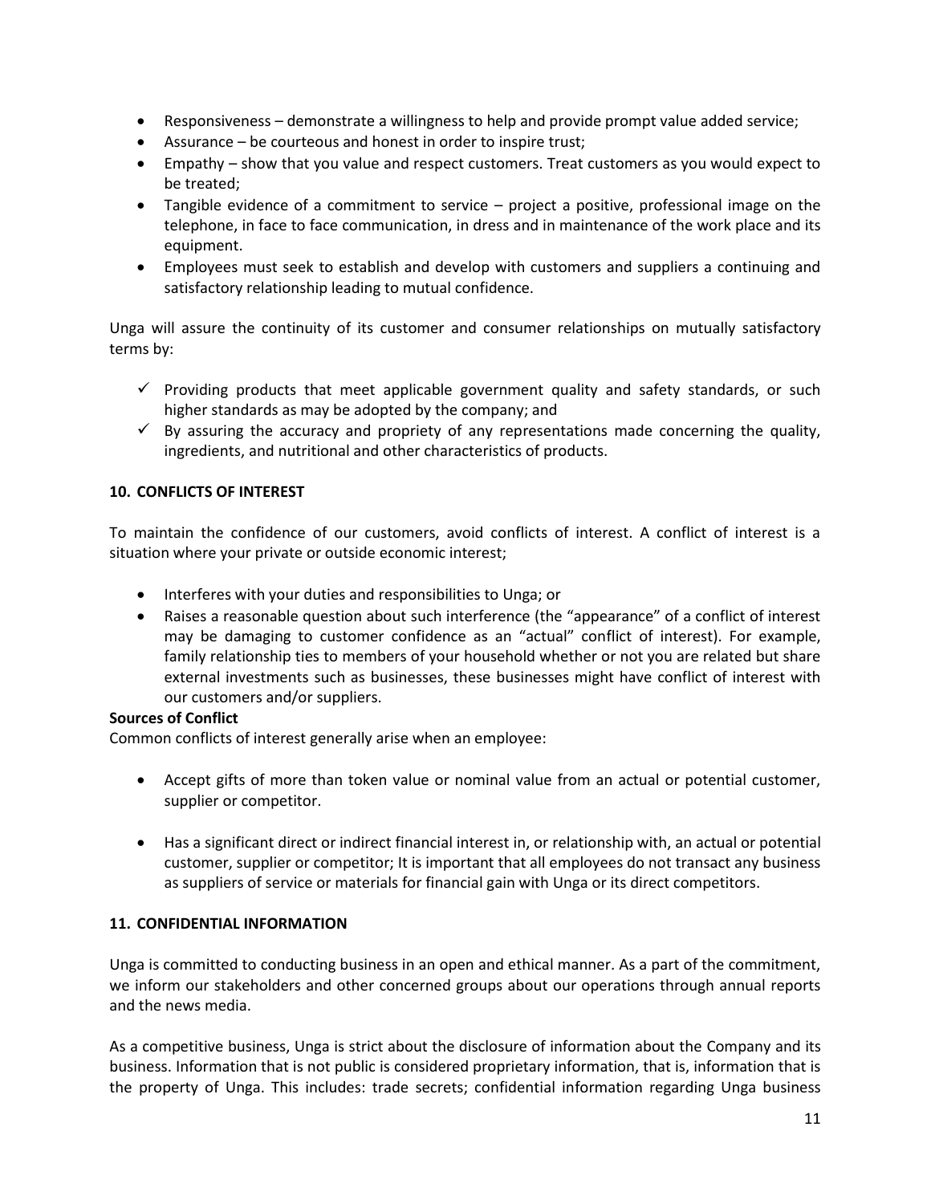- Responsiveness – demonstrate a willingness to help and provide prompt value added service;
- Assurance – be courteous and honest in order to inspire trust;
- Empathy – show that you value and respect customers. Treat customers as you would expect to be treated;
- Tangible evidence of a commitment to service – project a positive, professional image on the telephone, in face to face communication, in dress and in maintenance of the work place and its equipment.
- Employees must seek to establish and develop with customers and suppliers a continuing and satisfactory relationship leading to mutual confidence.

Unga will assure the continuity of its customer and consumer relationships on mutually satisfactory terms by:

- ✓ Providing products that meet applicable government quality and safety standards, or such higher standards as may be adopted by the company; and
- ✓ By assuring the accuracy and propriety of any representations made concerning the quality, ingredients, and nutritional and other characteristics of products.

## 10. CONFLICTS OF INTEREST

To maintain the confidence of our customers, avoid conflicts of interest. A conflict of interest is a situation where your private or outside economic interest;

- Interferes with your duties and responsibilities to Unga; or
- Raises a reasonable question about such interference (the "appearance" of a conflict of interest may be damaging to customer confidence as an "actual" conflict of interest). For example, family relationship ties to members of your household whether or not you are related but share external investments such as businesses, these businesses might have conflict of interest with our customers and/or suppliers.

**Sources of Conflict**

Common conflicts of interest generally arise when an employee:

- Accept gifts of more than token value or nominal value from an actual or potential customer, supplier or competitor.
- Has a significant direct or indirect financial interest in, or relationship with, an actual or potential customer, supplier or competitor; It is important that all employees do not transact any business as suppliers of service or materials for financial gain with Unga or its direct competitors.

## 11. CONFIDENTIAL INFORMATION

Unga is committed to conducting business in an open and ethical manner. As a part of the commitment, we inform our stakeholders and other concerned groups about our operations through annual reports and the news media.

As a competitive business, Unga is strict about the disclosure of information about the Company and its business. Information that is not public is considered proprietary information, that is, information that is the property of Unga. This includes: trade secrets; confidential information regarding Unga business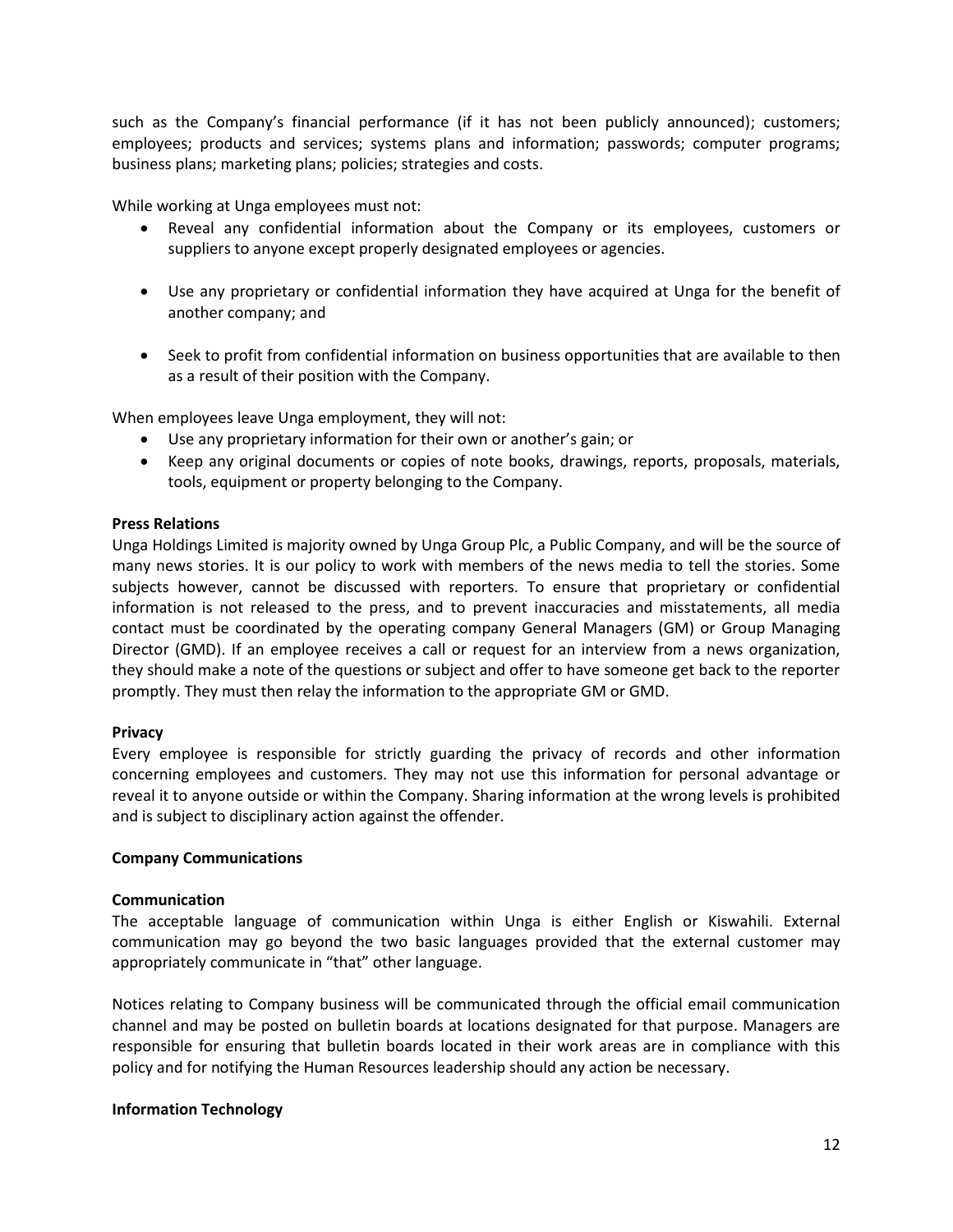such as the Company's financial performance (if it has not been publicly announced); customers; employees; products and services; systems plans and information; passwords; computer programs; business plans; marketing plans; policies; strategies and costs.

While working at Unga employees must not:

- Reveal any confidential information about the Company or its employees, customers or suppliers to anyone except properly designated employees or agencies.

- Use any proprietary or confidential information they have acquired at Unga for the benefit of another company; and

- Seek to profit from confidential information on business opportunities that are available to then as a result of their position with the Company.

When employees leave Unga employment, they will not:

- Use any proprietary information for their own or another's gain; or
- Keep any original documents or copies of note books, drawings, reports, proposals, materials, tools, equipment or property belonging to the Company.

**Press Relations**

Unga Holdings Limited is majority owned by Unga Group Plc, a Public Company, and will be the source of many news stories. It is our policy to work with members of the news media to tell the stories. Some subjects however, cannot be discussed with reporters. To ensure that proprietary or confidential information is not released to the press, and to prevent inaccuracies and misstatements, all media contact must be coordinated by the operating company General Managers (GM) or Group Managing Director (GMD). If an employee receives a call or request for an interview from a news organization, they should make a note of the questions or subject and offer to have someone get back to the reporter promptly. They must then relay the information to the appropriate GM or GMD.

**Privacy**

Every employee is responsible for strictly guarding the privacy of records and other information concerning employees and customers. They may not use this information for personal advantage or reveal it to anyone outside or within the Company. Sharing information at the wrong levels is prohibited and is subject to disciplinary action against the offender.

**Company Communications**

**Communication**

The acceptable language of communication within Unga is either English or Kiswahili. External communication may go beyond the two basic languages provided that the external customer may appropriately communicate in "that" other language.

Notices relating to Company business will be communicated through the official email communication channel and may be posted on bulletin boards at locations designated for that purpose. Managers are responsible for ensuring that bulletin boards located in their work areas are in compliance with this policy and for notifying the Human Resources leadership should any action be necessary.

**Information Technology**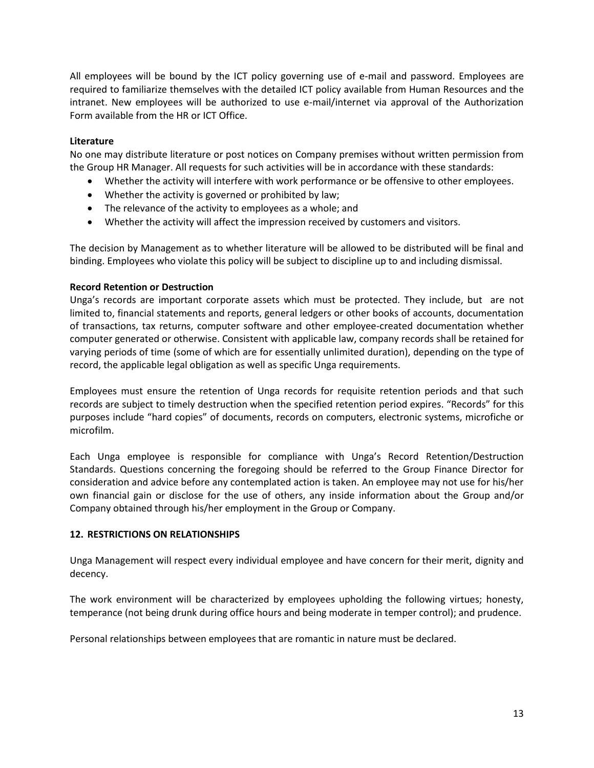All employees will be bound by the ICT policy governing use of e-mail and password. Employees are required to familiarize themselves with the detailed ICT policy available from Human Resources and the intranet. New employees will be authorized to use e-mail/internet via approval of the Authorization Form available from the HR or ICT Office.

**Literature**

No one may distribute literature or post notices on Company premises without written permission from the Group HR Manager. All requests for such activities will be in accordance with these standards:

- Whether the activity will interfere with work performance or be offensive to other employees.
- Whether the activity is governed or prohibited by law;
- The relevance of the activity to employees as a whole; and
- Whether the activity will affect the impression received by customers and visitors.

The decision by Management as to whether literature will be allowed to be distributed will be final and binding. Employees who violate this policy will be subject to discipline up to and including dismissal.

**Record Retention or Destruction**

Unga's records are important corporate assets which must be protected. They include, but are not limited to, financial statements and reports, general ledgers or other books of accounts, documentation of transactions, tax returns, computer software and other employee-created documentation whether computer generated or otherwise. Consistent with applicable law, company records shall be retained for varying periods of time (some of which are for essentially unlimited duration), depending on the type of record, the applicable legal obligation as well as specific Unga requirements.

Employees must ensure the retention of Unga records for requisite retention periods and that such records are subject to timely destruction when the specified retention period expires. "Records" for this purposes include "hard copies" of documents, records on computers, electronic systems, microfiche or microfilm.

Each Unga employee is responsible for compliance with Unga's Record Retention/Destruction Standards. Questions concerning the foregoing should be referred to the Group Finance Director for consideration and advice before any contemplated action is taken. An employee may not use for his/her own financial gain or disclose for the use of others, any inside information about the Group and/or Company obtained through his/her employment in the Group or Company.

## 12. RESTRICTIONS ON RELATIONSHIPS

Unga Management will respect every individual employee and have concern for their merit, dignity and decency.

The work environment will be characterized by employees upholding the following virtues; honesty, temperance (not being drunk during office hours and being moderate in temper control); and prudence.

Personal relationships between employees that are romantic in nature must be declared.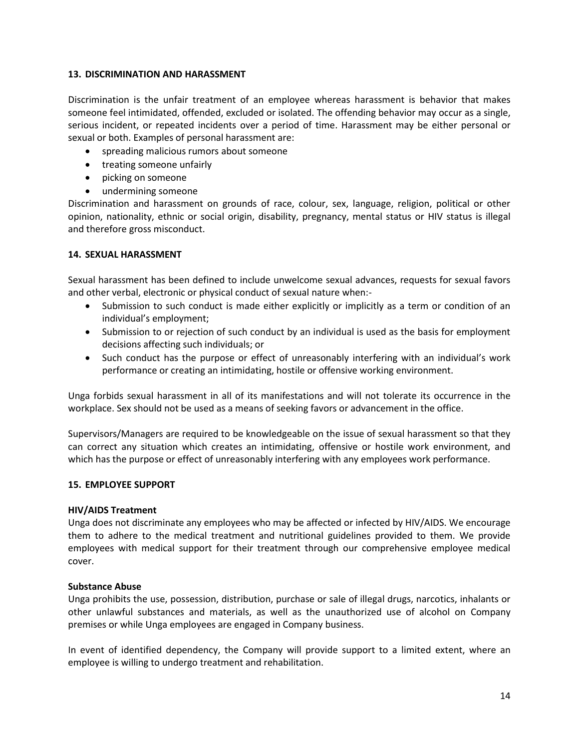## 13. DISCRIMINATION AND HARASSMENT

Discrimination is the unfair treatment of an employee whereas harassment is behavior that makes someone feel intimidated, offended, excluded or isolated. The offending behavior may occur as a single, serious incident, or repeated incidents over a period of time. Harassment may be either personal or sexual or both. Examples of personal harassment are:

- spreading malicious rumors about someone
- treating someone unfairly
- picking on someone
- undermining someone

Discrimination and harassment on grounds of race, colour, sex, language, religion, political or other opinion, nationality, ethnic or social origin, disability, pregnancy, mental status or HIV status is illegal and therefore gross misconduct.

## 14. SEXUAL HARASSMENT

Sexual harassment has been defined to include unwelcome sexual advances, requests for sexual favors and other verbal, electronic or physical conduct of sexual nature when:-

- Submission to such conduct is made either explicitly or implicitly as a term or condition of an individual's employment;
- Submission to or rejection of such conduct by an individual is used as the basis for employment decisions affecting such individuals; or
- Such conduct has the purpose or effect of unreasonably interfering with an individual's work performance or creating an intimidating, hostile or offensive working environment.

Unga forbids sexual harassment in all of its manifestations and will not tolerate its occurrence in the workplace. Sex should not be used as a means of seeking favors or advancement in the office.

Supervisors/Managers are required to be knowledgeable on the issue of sexual harassment so that they can correct any situation which creates an intimidating, offensive or hostile work environment, and which has the purpose or effect of unreasonably interfering with any employees work performance.

## 15. EMPLOYEE SUPPORT

**HIV/AIDS Treatment**

Unga does not discriminate any employees who may be affected or infected by HIV/AIDS. We encourage them to adhere to the medical treatment and nutritional guidelines provided to them. We provide employees with medical support for their treatment through our comprehensive employee medical cover.

**Substance Abuse**

Unga prohibits the use, possession, distribution, purchase or sale of illegal drugs, narcotics, inhalants or other unlawful substances and materials, as well as the unauthorized use of alcohol on Company premises or while Unga employees are engaged in Company business.

In event of identified dependency, the Company will provide support to a limited extent, where an employee is willing to undergo treatment and rehabilitation.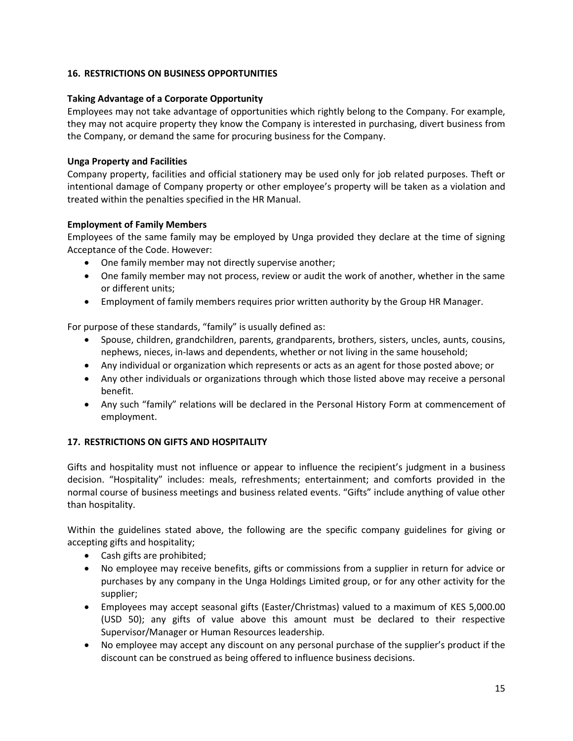## 16. RESTRICTIONS ON BUSINESS OPPORTUNITIES

### Taking Advantage of a Corporate Opportunity

Employees may not take advantage of opportunities which rightly belong to the Company. For example, they may not acquire property they know the Company is interested in purchasing, divert business from the Company, or demand the same for procuring business for the Company.

### Unga Property and Facilities

Company property, facilities and official stationery may be used only for job related purposes. Theft or intentional damage of Company property or other employee's property will be taken as a violation and treated within the penalties specified in the HR Manual.

### Employment of Family Members

Employees of the same family may be employed by Unga provided they declare at the time of signing Acceptance of the Code. However:

- One family member may not directly supervise another;
- One family member may not process, review or audit the work of another, whether in the same or different units;
- Employment of family members requires prior written authority by the Group HR Manager.

For purpose of these standards, "family" is usually defined as:

- Spouse, children, grandchildren, parents, grandparents, brothers, sisters, uncles, aunts, cousins, nephews, nieces, in-laws and dependents, whether or not living in the same household;
- Any individual or organization which represents or acts as an agent for those posted above; or
- Any other individuals or organizations through which those listed above may receive a personal benefit.
- Any such "family" relations will be declared in the Personal History Form at commencement of employment.

## 17. RESTRICTIONS ON GIFTS AND HOSPITALITY

Gifts and hospitality must not influence or appear to influence the recipient's judgment in a business decision. "Hospitality" includes: meals, refreshments; entertainment; and comforts provided in the normal course of business meetings and business related events. "Gifts" include anything of value other than hospitality.

Within the guidelines stated above, the following are the specific company guidelines for giving or accepting gifts and hospitality;

- Cash gifts are prohibited;
- No employee may receive benefits, gifts or commissions from a supplier in return for advice or purchases by any company in the Unga Holdings Limited group, or for any other activity for the supplier;
- Employees may accept seasonal gifts (Easter/Christmas) valued to a maximum of KES 5,000.00 (USD 50); any gifts of value above this amount must be declared to their respective Supervisor/Manager or Human Resources leadership.
- No employee may accept any discount on any personal purchase of the supplier's product if the discount can be construed as being offered to influence business decisions.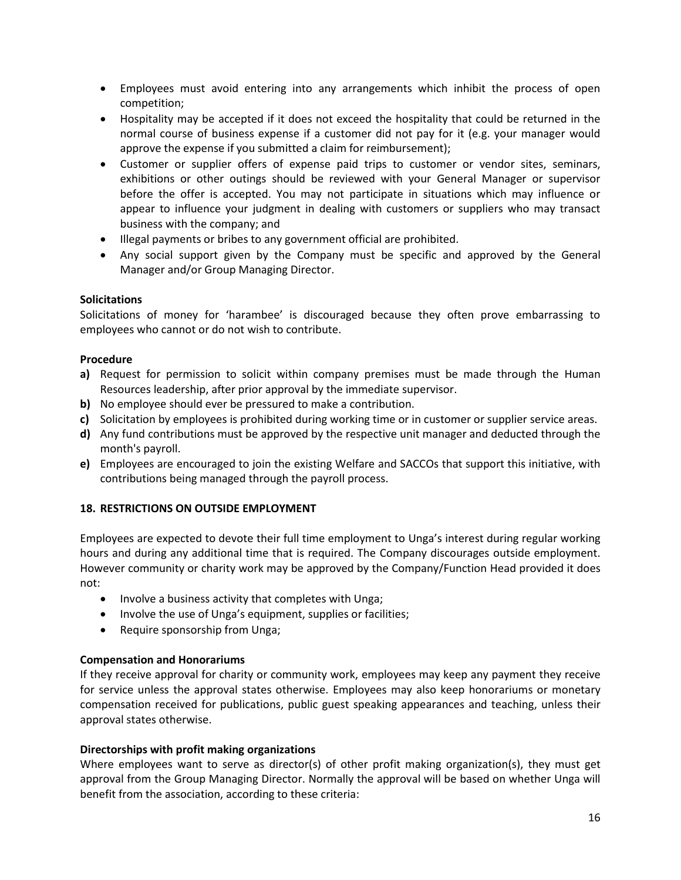- Employees must avoid entering into any arrangements which inhibit the process of open competition;
- Hospitality may be accepted if it does not exceed the hospitality that could be returned in the normal course of business expense if a customer did not pay for it (e.g. your manager would approve the expense if you submitted a claim for reimbursement);
- Customer or supplier offers of expense paid trips to customer or vendor sites, seminars, exhibitions or other outings should be reviewed with your General Manager or supervisor before the offer is accepted. You may not participate in situations which may influence or appear to influence your judgment in dealing with customers or suppliers who may transact business with the company; and
- Illegal payments or bribes to any government official are prohibited.
- Any social support given by the Company must be specific and approved by the General Manager and/or Group Managing Director.

**Solicitations**

Solicitations of money for 'harambee' is discouraged because they often prove embarrassing to employees who cannot or do not wish to contribute.

**Procedure**

**a)** Request for permission to solicit within company premises must be made through the Human Resources leadership, after prior approval by the immediate supervisor.

**b)** No employee should ever be pressured to make a contribution.

**c)** Solicitation by employees is prohibited during working time or in customer or supplier service areas.

**d)** Any fund contributions must be approved by the respective unit manager and deducted through the month's payroll.

**e)** Employees are encouraged to join the existing Welfare and SACCOs that support this initiative, with contributions being managed through the payroll process.

## 18. RESTRICTIONS ON OUTSIDE EMPLOYMENT

Employees are expected to devote their full time employment to Unga's interest during regular working hours and during any additional time that is required. The Company discourages outside employment. However community or charity work may be approved by the Company/Function Head provided it does not:

- Involve a business activity that completes with Unga;
- Involve the use of Unga's equipment, supplies or facilities;
- Require sponsorship from Unga;

**Compensation and Honorariums**

If they receive approval for charity or community work, employees may keep any payment they receive for service unless the approval states otherwise. Employees may also keep honorariums or monetary compensation received for publications, public guest speaking appearances and teaching, unless their approval states otherwise.

**Directorships with profit making organizations**

Where employees want to serve as director(s) of other profit making organization(s), they must get approval from the Group Managing Director. Normally the approval will be based on whether Unga will benefit from the association, according to these criteria: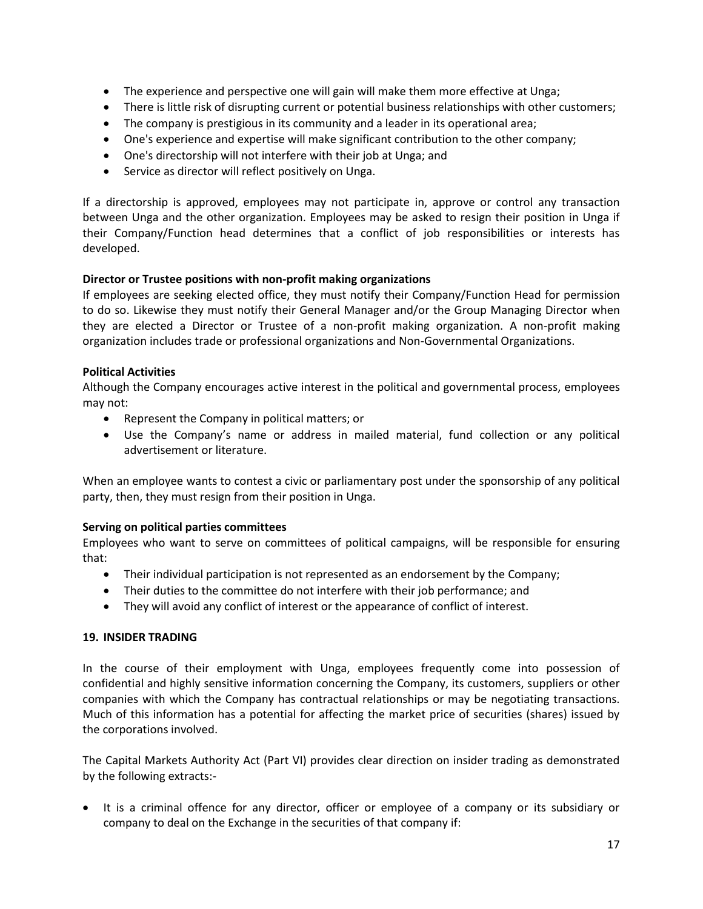- The experience and perspective one will gain will make them more effective at Unga;
- There is little risk of disrupting current or potential business relationships with other customers;
- The company is prestigious in its community and a leader in its operational area;
- One's experience and expertise will make significant contribution to the other company;
- One's directorship will not interfere with their job at Unga; and
- Service as director will reflect positively on Unga.

If a directorship is approved, employees may not participate in, approve or control any transaction between Unga and the other organization. Employees may be asked to resign their position in Unga if their Company/Function head determines that a conflict of job responsibilities or interests has developed.

**Director or Trustee positions with non-profit making organizations**

If employees are seeking elected office, they must notify their Company/Function Head for permission to do so. Likewise they must notify their General Manager and/or the Group Managing Director when they are elected a Director or Trustee of a non-profit making organization. A non-profit making organization includes trade or professional organizations and Non-Governmental Organizations.

**Political Activities**

Although the Company encourages active interest in the political and governmental process, employees may not:

- Represent the Company in political matters; or
- Use the Company's name or address in mailed material, fund collection or any political advertisement or literature.

When an employee wants to contest a civic or parliamentary post under the sponsorship of any political party, then, they must resign from their position in Unga.

**Serving on political parties committees**

Employees who want to serve on committees of political campaigns, will be responsible for ensuring that:

- Their individual participation is not represented as an endorsement by the Company;
- Their duties to the committee do not interfere with their job performance; and
- They will avoid any conflict of interest or the appearance of conflict of interest.

## 19. INSIDER TRADING

In the course of their employment with Unga, employees frequently come into possession of confidential and highly sensitive information concerning the Company, its customers, suppliers or other companies with which the Company has contractual relationships or may be negotiating transactions. Much of this information has a potential for affecting the market price of securities (shares) issued by the corporations involved.

The Capital Markets Authority Act (Part VI) provides clear direction on insider trading as demonstrated by the following extracts:-

- It is a criminal offence for any director, officer or employee of a company or its subsidiary or company to deal on the Exchange in the securities of that company if: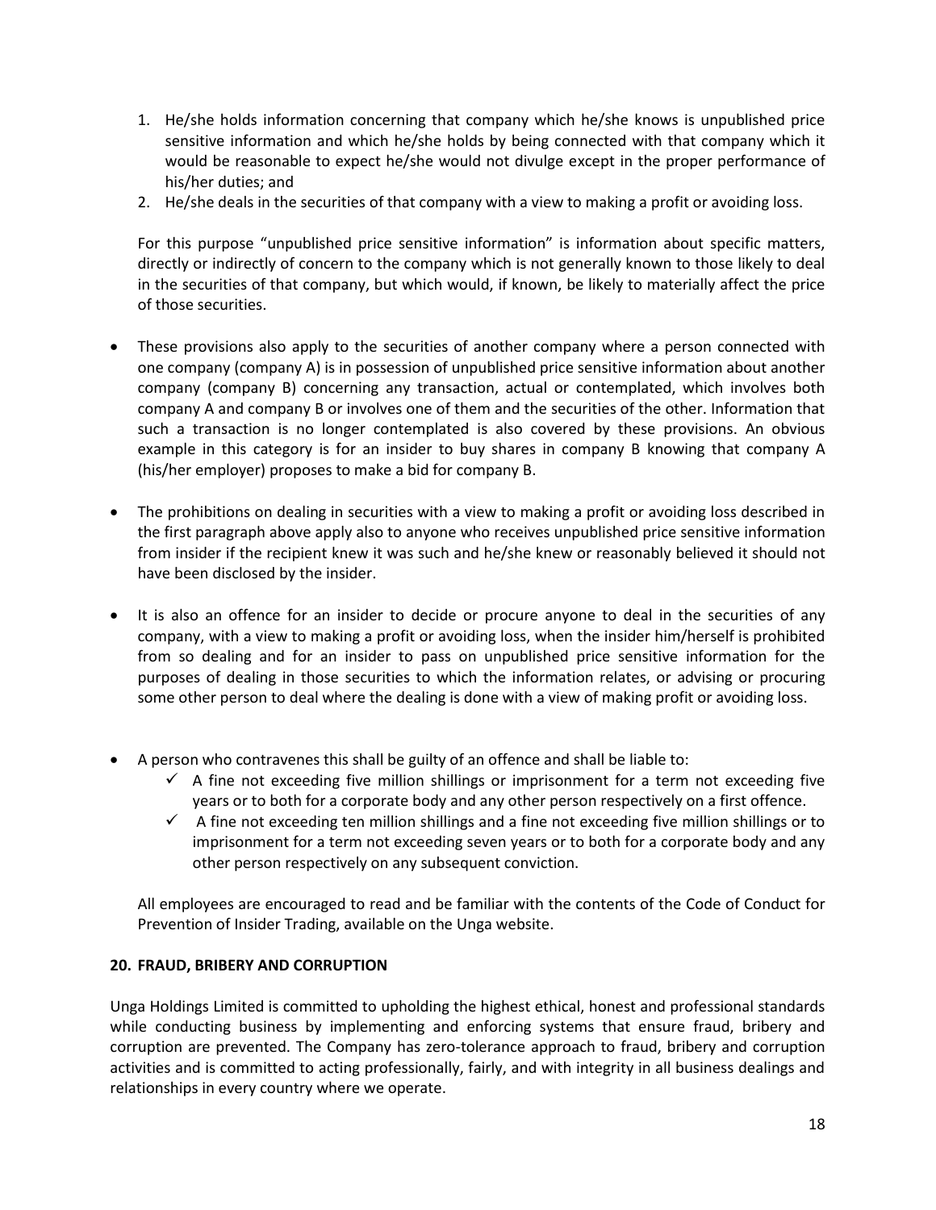1. He/she holds information concerning that company which he/she knows is unpublished price sensitive information and which he/she holds by being connected with that company which it would be reasonable to expect he/she would not divulge except in the proper performance of his/her duties; and
2. He/she deals in the securities of that company with a view to making a profit or avoiding loss.

For this purpose "unpublished price sensitive information" is information about specific matters, directly or indirectly of concern to the company which is not generally known to those likely to deal in the securities of that company, but which would, if known, be likely to materially affect the price of those securities.

- These provisions also apply to the securities of another company where a person connected with one company (company A) is in possession of unpublished price sensitive information about another company (company B) concerning any transaction, actual or contemplated, which involves both company A and company B or involves one of them and the securities of the other. Information that such a transaction is no longer contemplated is also covered by these provisions. An obvious example in this category is for an insider to buy shares in company B knowing that company A (his/her employer) proposes to make a bid for company B.

- The prohibitions on dealing in securities with a view to making a profit or avoiding loss described in the first paragraph above apply also to anyone who receives unpublished price sensitive information from insider if the recipient knew it was such and he/she knew or reasonably believed it should not have been disclosed by the insider.

- It is also an offence for an insider to decide or procure anyone to deal in the securities of any company, with a view to making a profit or avoiding loss, when the insider him/herself is prohibited from so dealing and for an insider to pass on unpublished price sensitive information for the purposes of dealing in those securities to which the information relates, or advising or procuring some other person to deal where the dealing is done with a view of making profit or avoiding loss.

- A person who contravenes this shall be guilty of an offence and shall be liable to:
  - ✓ A fine not exceeding five million shillings or imprisonment for a term not exceeding five years or to both for a corporate body and any other person respectively on a first offence.
  - ✓ A fine not exceeding ten million shillings and a fine not exceeding five million shillings or to imprisonment for a term not exceeding seven years or to both for a corporate body and any other person respectively on any subsequent conviction.

All employees are encouraged to read and be familiar with the contents of the Code of Conduct for Prevention of Insider Trading, available on the Unga website.

## 20. FRAUD, BRIBERY AND CORRUPTION

Unga Holdings Limited is committed to upholding the highest ethical, honest and professional standards while conducting business by implementing and enforcing systems that ensure fraud, bribery and corruption are prevented. The Company has zero-tolerance approach to fraud, bribery and corruption activities and is committed to acting professionally, fairly, and with integrity in all business dealings and relationships in every country where we operate.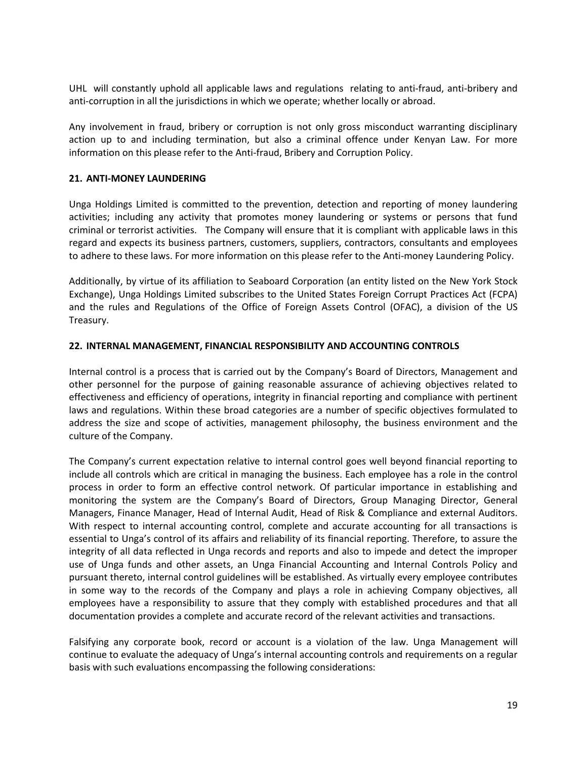UHL will constantly uphold all applicable laws and regulations relating to anti-fraud, anti-bribery and anti-corruption in all the jurisdictions in which we operate; whether locally or abroad.

Any involvement in fraud, bribery or corruption is not only gross misconduct warranting disciplinary action up to and including termination, but also a criminal offence under Kenyan Law. For more information on this please refer to the Anti-fraud, Bribery and Corruption Policy.

## 21. ANTI-MONEY LAUNDERING

Unga Holdings Limited is committed to the prevention, detection and reporting of money laundering activities; including any activity that promotes money laundering or systems or persons that fund criminal or terrorist activities. The Company will ensure that it is compliant with applicable laws in this regard and expects its business partners, customers, suppliers, contractors, consultants and employees to adhere to these laws. For more information on this please refer to the Anti-money Laundering Policy.

Additionally, by virtue of its affiliation to Seaboard Corporation (an entity listed on the New York Stock Exchange), Unga Holdings Limited subscribes to the United States Foreign Corrupt Practices Act (FCPA) and the rules and Regulations of the Office of Foreign Assets Control (OFAC), a division of the US Treasury.

## 22. INTERNAL MANAGEMENT, FINANCIAL RESPONSIBILITY AND ACCOUNTING CONTROLS

Internal control is a process that is carried out by the Company's Board of Directors, Management and other personnel for the purpose of gaining reasonable assurance of achieving objectives related to effectiveness and efficiency of operations, integrity in financial reporting and compliance with pertinent laws and regulations. Within these broad categories are a number of specific objectives formulated to address the size and scope of activities, management philosophy, the business environment and the culture of the Company.

The Company's current expectation relative to internal control goes well beyond financial reporting to include all controls which are critical in managing the business. Each employee has a role in the control process in order to form an effective control network. Of particular importance in establishing and monitoring the system are the Company's Board of Directors, Group Managing Director, General Managers, Finance Manager, Head of Internal Audit, Head of Risk & Compliance and external Auditors. With respect to internal accounting control, complete and accurate accounting for all transactions is essential to Unga's control of its affairs and reliability of its financial reporting. Therefore, to assure the integrity of all data reflected in Unga records and reports and also to impede and detect the improper use of Unga funds and other assets, an Unga Financial Accounting and Internal Controls Policy and pursuant thereto, internal control guidelines will be established. As virtually every employee contributes in some way to the records of the Company and plays a role in achieving Company objectives, all employees have a responsibility to assure that they comply with established procedures and that all documentation provides a complete and accurate record of the relevant activities and transactions.

Falsifying any corporate book, record or account is a violation of the law. Unga Management will continue to evaluate the adequacy of Unga's internal accounting controls and requirements on a regular basis with such evaluations encompassing the following considerations: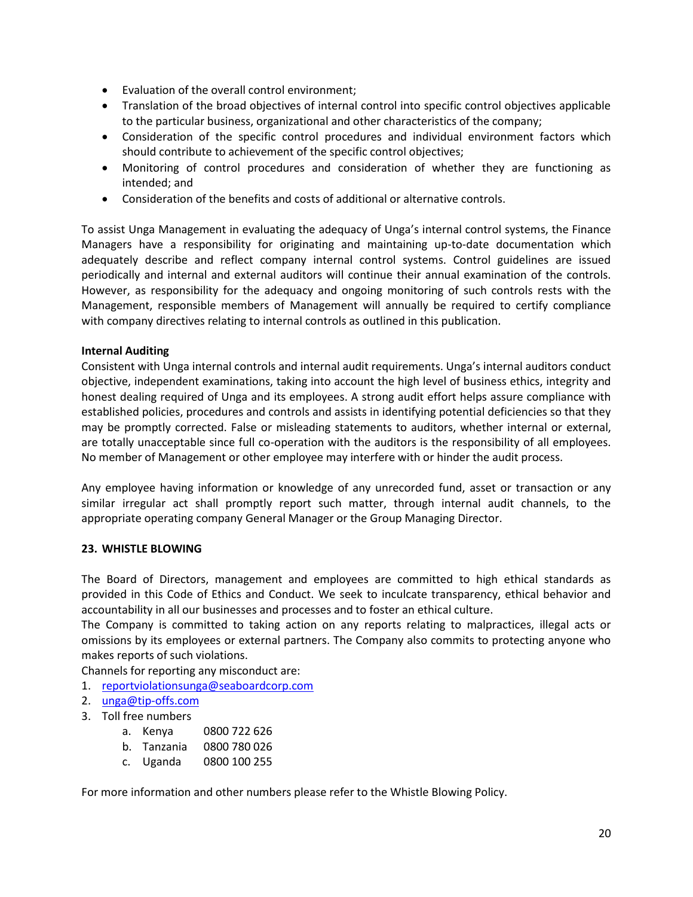- Evaluation of the overall control environment;
- Translation of the broad objectives of internal control into specific control objectives applicable to the particular business, organizational and other characteristics of the company;
- Consideration of the specific control procedures and individual environment factors which should contribute to achievement of the specific control objectives;
- Monitoring of control procedures and consideration of whether they are functioning as intended; and
- Consideration of the benefits and costs of additional or alternative controls.

To assist Unga Management in evaluating the adequacy of Unga's internal control systems, the Finance Managers have a responsibility for originating and maintaining up-to-date documentation which adequately describe and reflect company internal control systems. Control guidelines are issued periodically and internal and external auditors will continue their annual examination of the controls. However, as responsibility for the adequacy and ongoing monitoring of such controls rests with the Management, responsible members of Management will annually be required to certify compliance with company directives relating to internal controls as outlined in this publication.

**Internal Auditing**

Consistent with Unga internal controls and internal audit requirements. Unga's internal auditors conduct objective, independent examinations, taking into account the high level of business ethics, integrity and honest dealing required of Unga and its employees. A strong audit effort helps assure compliance with established policies, procedures and controls and assists in identifying potential deficiencies so that they may be promptly corrected. False or misleading statements to auditors, whether internal or external, are totally unacceptable since full co-operation with the auditors is the responsibility of all employees. No member of Management or other employee may interfere with or hinder the audit process.

Any employee having information or knowledge of any unrecorded fund, asset or transaction or any similar irregular act shall promptly report such matter, through internal audit channels, to the appropriate operating company General Manager or the Group Managing Director.

## 23. WHISTLE BLOWING

The Board of Directors, management and employees are committed to high ethical standards as provided in this Code of Ethics and Conduct. We seek to inculcate transparency, ethical behavior and accountability in all our businesses and processes and to foster an ethical culture.

The Company is committed to taking action on any reports relating to malpractices, illegal acts or omissions by its employees or external partners. The Company also commits to protecting anyone who makes reports of such violations.

Channels for reporting any misconduct are:

1. reportviolationsunga@seaboardcorp.com
2. unga@tip-offs.com
3. Toll free numbers
   a. Kenya 0800 722 626
   b. Tanzania 0800 780 026
   c. Uganda 0800 100 255

For more information and other numbers please refer to the Whistle Blowing Policy.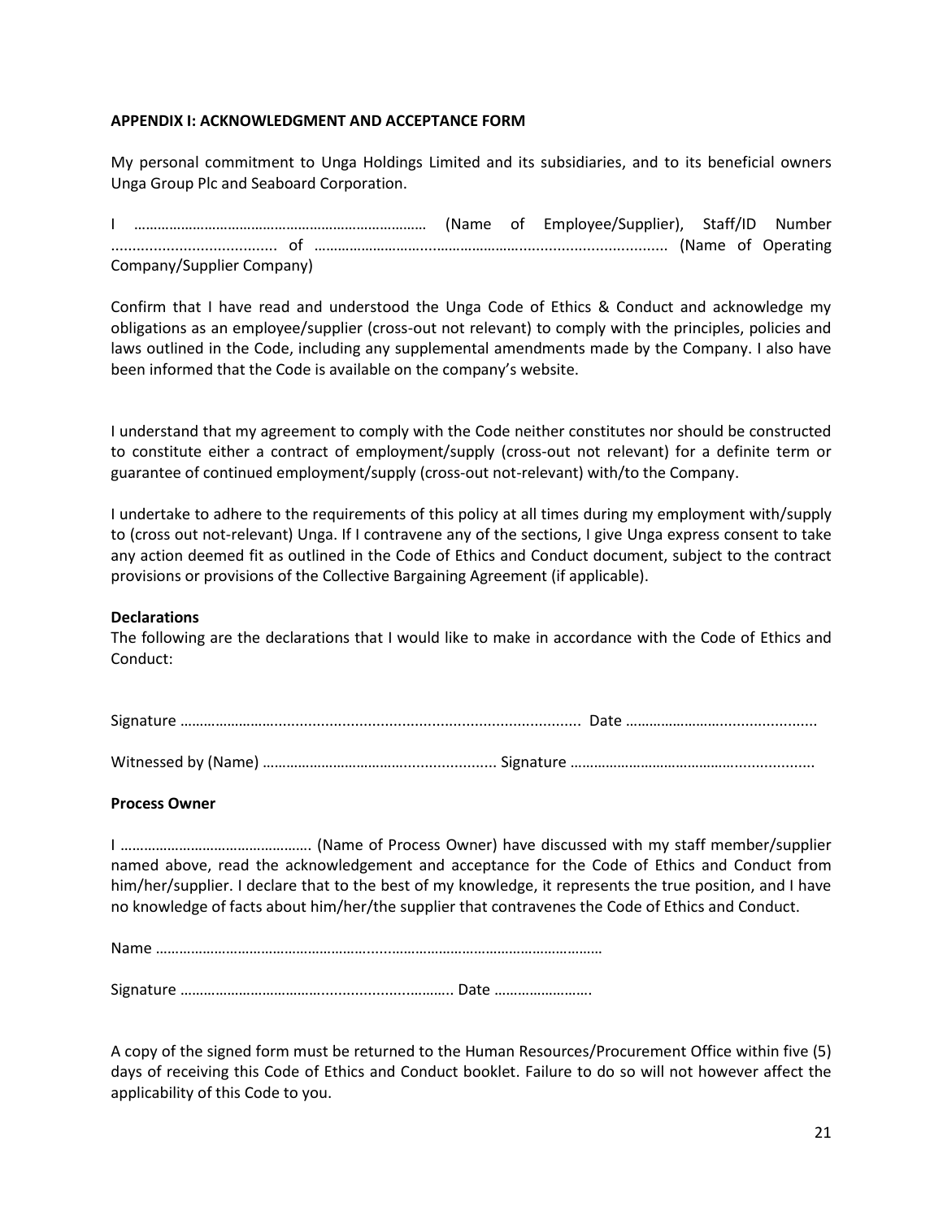**APPENDIX I: ACKNOWLEDGMENT AND ACCEPTANCE FORM**

My personal commitment to Unga Holdings Limited and its subsidiaries, and to its beneficial owners Unga Group Plc and Seaboard Corporation.

I ………………………………………………………………… (Name of Employee/Supplier), Staff/ID Number ....................................... of ……………………………………………….................................. (Name of Operating Company/Supplier Company)

Confirm that I have read and understood the Unga Code of Ethics & Conduct and acknowledge my obligations as an employee/supplier (cross-out not relevant) to comply with the principles, policies and laws outlined in the Code, including any supplemental amendments made by the Company. I also have been informed that the Code is available on the company's website.

I understand that my agreement to comply with the Code neither constitutes nor should be constructed to constitute either a contract of employment/supply (cross-out not relevant) for a definite term or guarantee of continued employment/supply (cross-out not-relevant) with/to the Company.

I undertake to adhere to the requirements of this policy at all times during my employment with/supply to (cross out not-relevant) Unga. If I contravene any of the sections, I give Unga express consent to take any action deemed fit as outlined in the Code of Ethics and Conduct document, subject to the contract provisions or provisions of the Collective Bargaining Agreement (if applicable).

**Declarations**

The following are the declarations that I would like to make in accordance with the Code of Ethics and Conduct:

Signature ……………………........................................................................ Date …………………….....................

Witnessed by (Name) ……………………………..................... Signature ……………………………………....................

**Process Owner**

I …………………………………………. (Name of Process Owner) have discussed with my staff member/supplier named above, read the acknowledgement and acceptance for the Code of Ethics and Conduct from him/her/supplier. I declare that to the best of my knowledge, it represents the true position, and I have no knowledge of facts about him/her/the supplier that contravenes the Code of Ethics and Conduct.

Name ……………………………………………….....……………………………………………

Signature ……………………………….................………. Date …………………….

A copy of the signed form must be returned to the Human Resources/Procurement Office within five (5) days of receiving this Code of Ethics and Conduct booklet. Failure to do so will not however affect the applicability of this Code to you.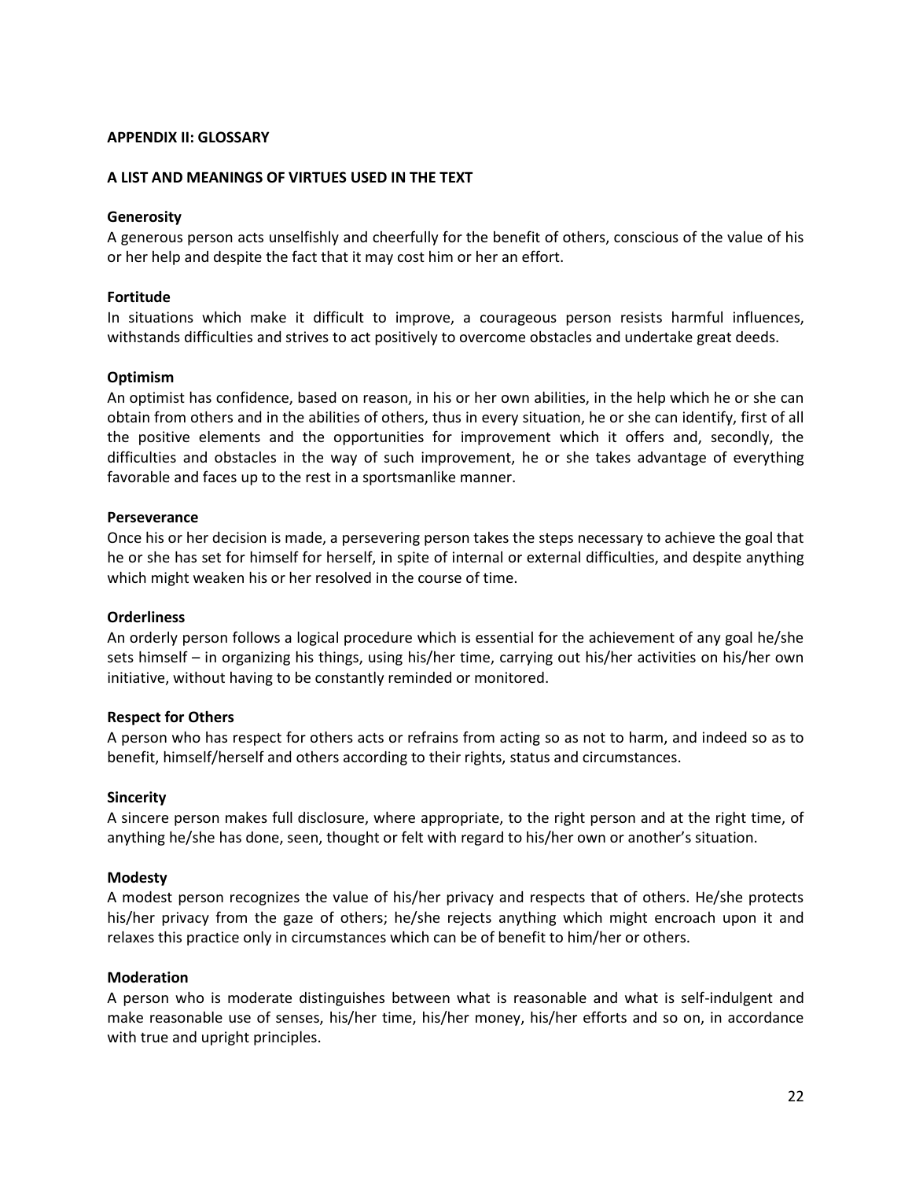## APPENDIX II: GLOSSARY

### A LIST AND MEANINGS OF VIRTUES USED IN THE TEXT

**Generosity**
A generous person acts unselfishly and cheerfully for the benefit of others, conscious of the value of his or her help and despite the fact that it may cost him or her an effort.

**Fortitude**
In situations which make it difficult to improve, a courageous person resists harmful influences, withstands difficulties and strives to act positively to overcome obstacles and undertake great deeds.

**Optimism**
An optimist has confidence, based on reason, in his or her own abilities, in the help which he or she can obtain from others and in the abilities of others, thus in every situation, he or she can identify, first of all the positive elements and the opportunities for improvement which it offers and, secondly, the difficulties and obstacles in the way of such improvement, he or she takes advantage of everything favorable and faces up to the rest in a sportsmanlike manner.

**Perseverance**
Once his or her decision is made, a persevering person takes the steps necessary to achieve the goal that he or she has set for himself for herself, in spite of internal or external difficulties, and despite anything which might weaken his or her resolved in the course of time.

**Orderliness**
An orderly person follows a logical procedure which is essential for the achievement of any goal he/she sets himself – in organizing his things, using his/her time, carrying out his/her activities on his/her own initiative, without having to be constantly reminded or monitored.

**Respect for Others**
A person who has respect for others acts or refrains from acting so as not to harm, and indeed so as to benefit, himself/herself and others according to their rights, status and circumstances.

**Sincerity**
A sincere person makes full disclosure, where appropriate, to the right person and at the right time, of anything he/she has done, seen, thought or felt with regard to his/her own or another's situation.

**Modesty**
A modest person recognizes the value of his/her privacy and respects that of others. He/she protects his/her privacy from the gaze of others; he/she rejects anything which might encroach upon it and relaxes this practice only in circumstances which can be of benefit to him/her or others.

**Moderation**
A person who is moderate distinguishes between what is reasonable and what is self-indulgent and make reasonable use of senses, his/her time, his/her money, his/her efforts and so on, in accordance with true and upright principles.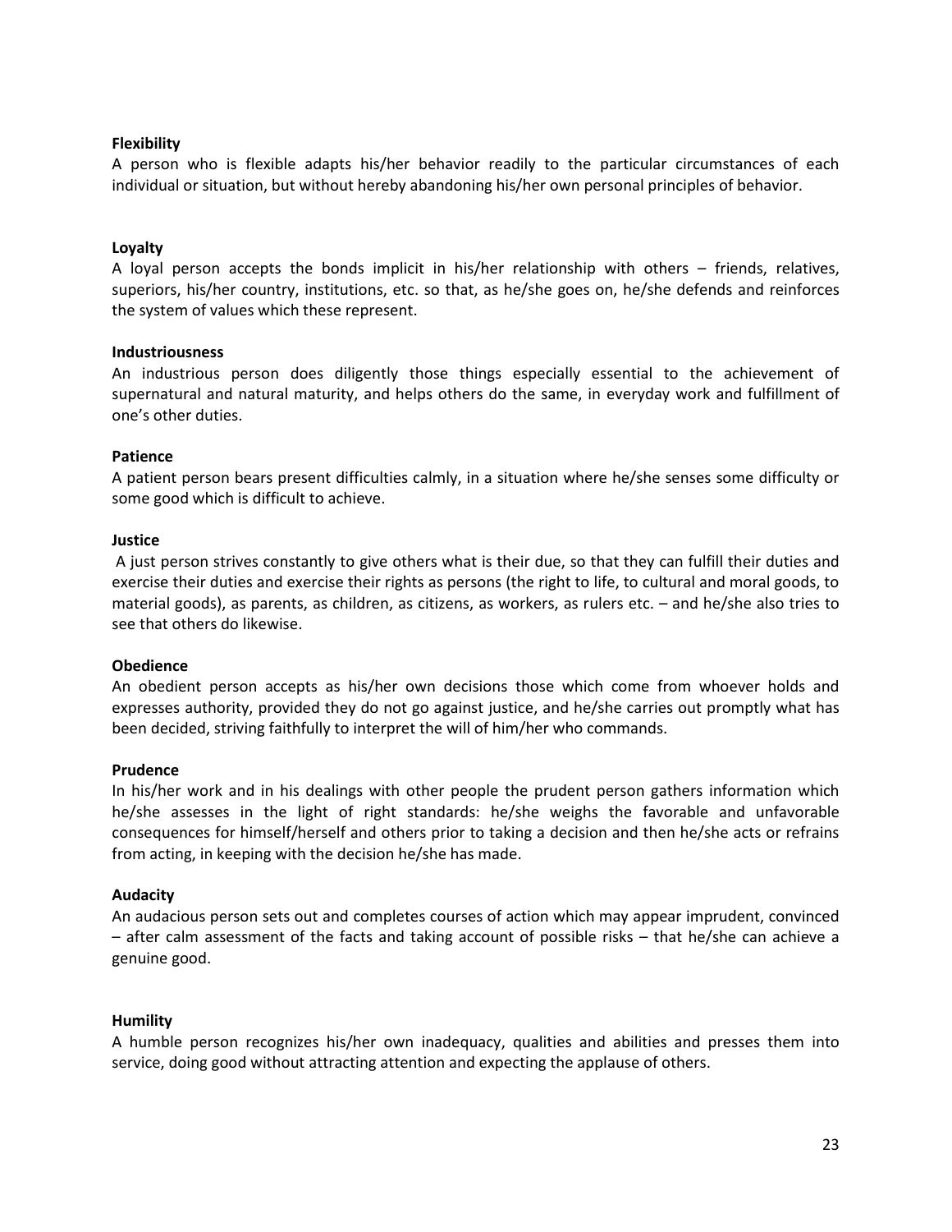**Flexibility**

A person who is flexible adapts his/her behavior readily to the particular circumstances of each individual or situation, but without hereby abandoning his/her own personal principles of behavior.

**Loyalty**

A loyal person accepts the bonds implicit in his/her relationship with others – friends, relatives, superiors, his/her country, institutions, etc. so that, as he/she goes on, he/she defends and reinforces the system of values which these represent.

**Industriousness**

An industrious person does diligently those things especially essential to the achievement of supernatural and natural maturity, and helps others do the same, in everyday work and fulfillment of one's other duties.

**Patience**

A patient person bears present difficulties calmly, in a situation where he/she senses some difficulty or some good which is difficult to achieve.

**Justice**

A just person strives constantly to give others what is their due, so that they can fulfill their duties and exercise their duties and exercise their rights as persons (the right to life, to cultural and moral goods, to material goods), as parents, as children, as citizens, as workers, as rulers etc. – and he/she also tries to see that others do likewise.

**Obedience**

An obedient person accepts as his/her own decisions those which come from whoever holds and expresses authority, provided they do not go against justice, and he/she carries out promptly what has been decided, striving faithfully to interpret the will of him/her who commands.

**Prudence**

In his/her work and in his dealings with other people the prudent person gathers information which he/she assesses in the light of right standards: he/she weighs the favorable and unfavorable consequences for himself/herself and others prior to taking a decision and then he/she acts or refrains from acting, in keeping with the decision he/she has made.

**Audacity**

An audacious person sets out and completes courses of action which may appear imprudent, convinced – after calm assessment of the facts and taking account of possible risks – that he/she can achieve a genuine good.

**Humility**

A humble person recognizes his/her own inadequacy, qualities and abilities and presses them into service, doing good without attracting attention and expecting the applause of others.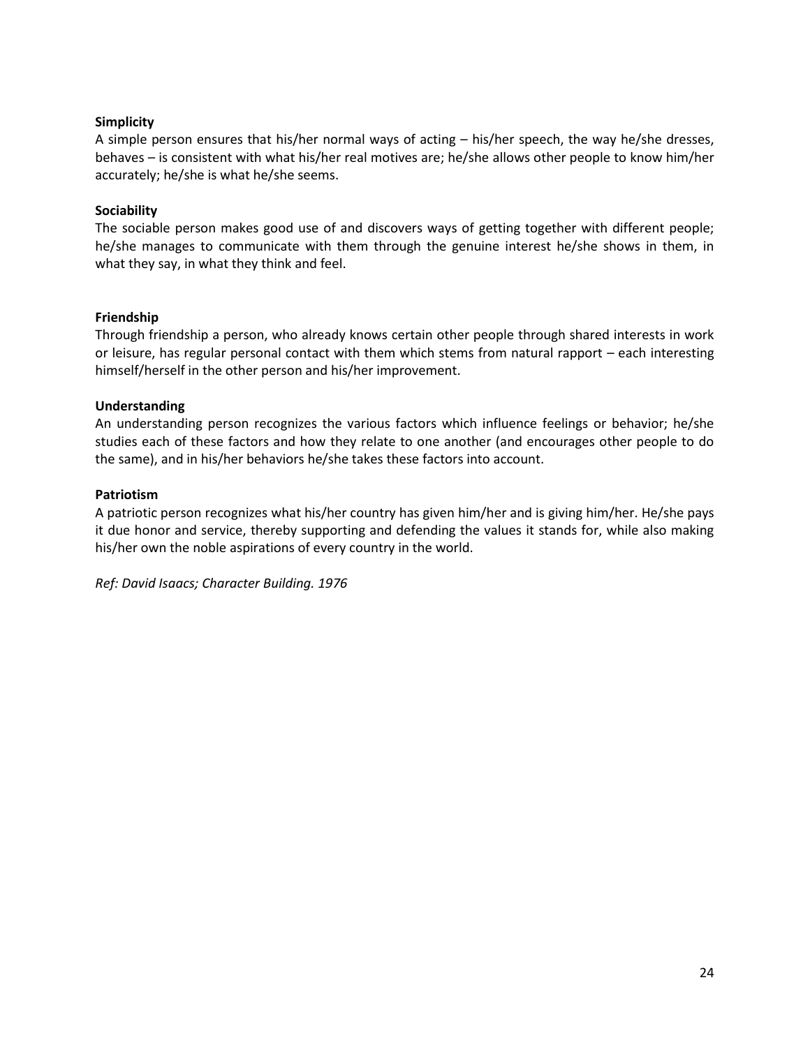**Simplicity**

A simple person ensures that his/her normal ways of acting – his/her speech, the way he/she dresses, behaves – is consistent with what his/her real motives are; he/she allows other people to know him/her accurately; he/she is what he/she seems.

**Sociability**

The sociable person makes good use of and discovers ways of getting together with different people; he/she manages to communicate with them through the genuine interest he/she shows in them, in what they say, in what they think and feel.

**Friendship**

Through friendship a person, who already knows certain other people through shared interests in work or leisure, has regular personal contact with them which stems from natural rapport – each interesting himself/herself in the other person and his/her improvement.

**Understanding**

An understanding person recognizes the various factors which influence feelings or behavior; he/she studies each of these factors and how they relate to one another (and encourages other people to do the same), and in his/her behaviors he/she takes these factors into account.

**Patriotism**

A patriotic person recognizes what his/her country has given him/her and is giving him/her. He/she pays it due honor and service, thereby supporting and defending the values it stands for, while also making his/her own the noble aspirations of every country in the world.

*Ref: David Isaacs; Character Building. 1976*